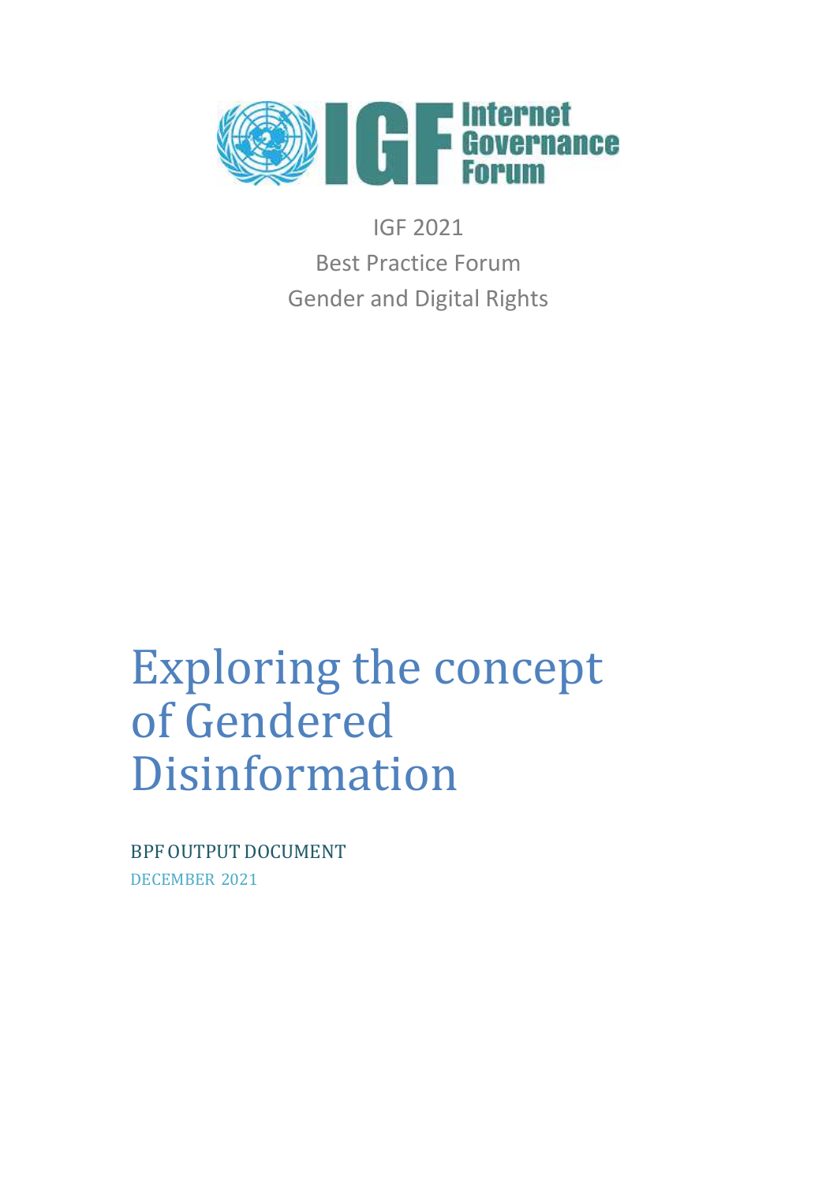Internet Governance Forum

IGF 2021

Best Practice Forum

Gender and Digital Rights

# Exploring the concept of Gendered Disinformation

BPF OUTPUT DOCUMENT

DECEMBER 2021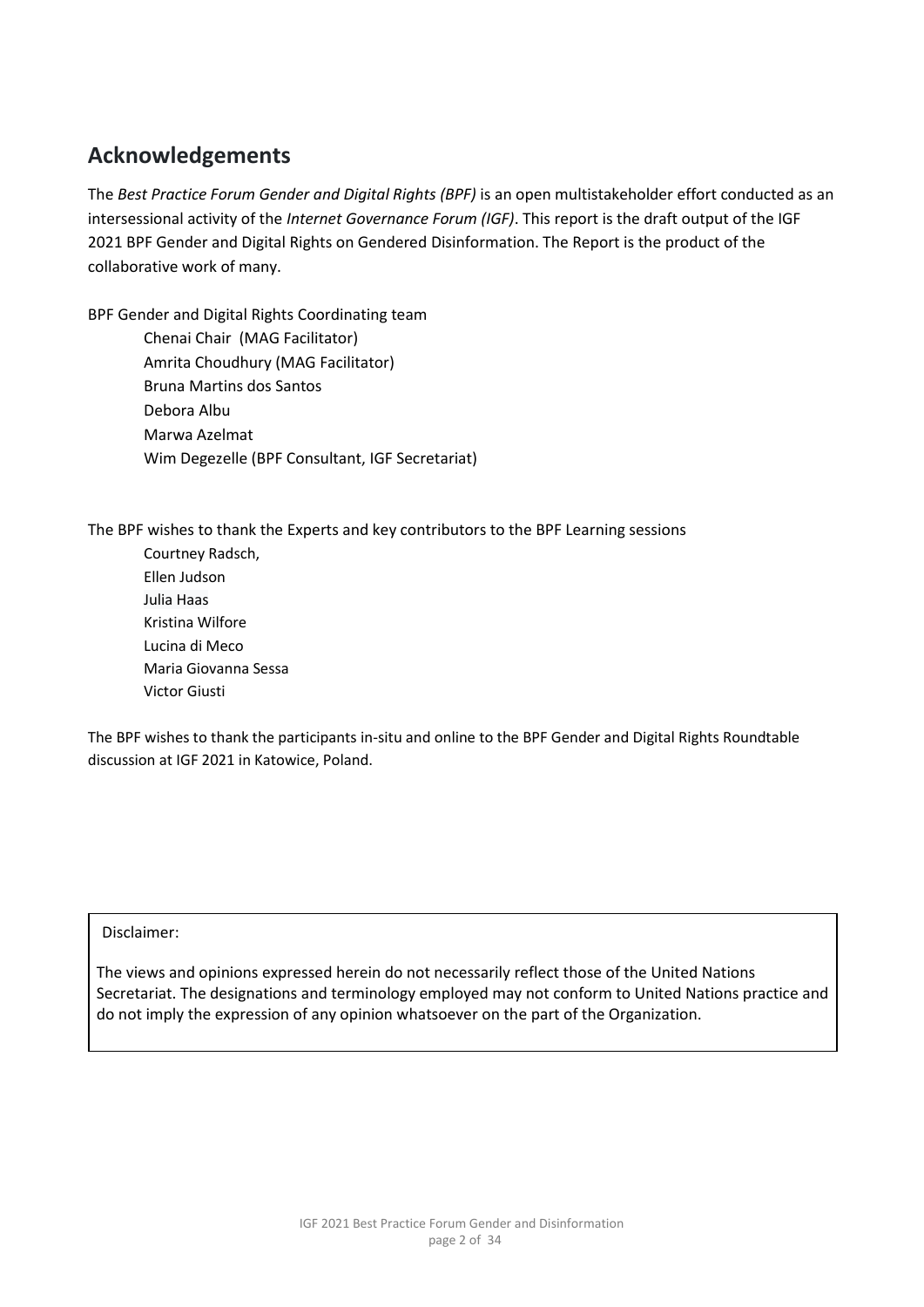## Acknowledgements

The *Best Practice Forum Gender and Digital Rights (BPF)* is an open multistakeholder effort conducted as an intersessional activity of the *Internet Governance Forum (IGF)*. This report is the draft output of the IGF 2021 BPF Gender and Digital Rights on Gendered Disinformation. The Report is the product of the collaborative work of many.

BPF Gender and Digital Rights Coordinating team

- Chenai Chair (MAG Facilitator)
- Amrita Choudhury (MAG Facilitator)
- Bruna Martins dos Santos
- Debora Albu
- Marwa Azelmat
- Wim Degezelle (BPF Consultant, IGF Secretariat)

The BPF wishes to thank the Experts and key contributors to the BPF Learning sessions

- Courtney Radsch,
- Ellen Judson
- Julia Haas
- Kristina Wilfore
- Lucina di Meco
- Maria Giovanna Sessa
- Victor Giusti

The BPF wishes to thank the participants in-situ and online to the BPF Gender and Digital Rights Roundtable discussion at IGF 2021 in Katowice, Poland.

Disclaimer:

The views and opinions expressed herein do not necessarily reflect those of the United Nations Secretariat. The designations and terminology employed may not conform to United Nations practice and do not imply the expression of any opinion whatsoever on the part of the Organization.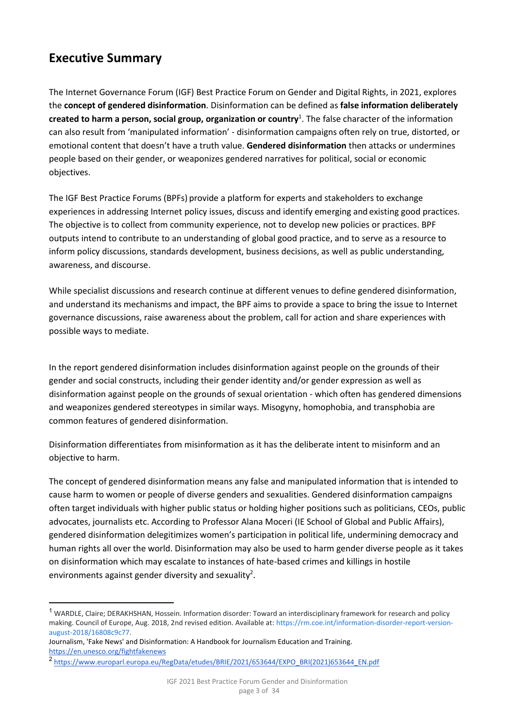## Executive Summary

The Internet Governance Forum (IGF) Best Practice Forum on Gender and Digital Rights, in 2021, explores the **concept of gendered disinformation**. Disinformation can be defined as **false information deliberately created to harm a person, social group, organization or country**[1]. The false character of the information can also result from 'manipulated information' - disinformation campaigns often rely on true, distorted, or emotional content that doesn't have a truth value. **Gendered disinformation** then attacks or undermines people based on their gender, or weaponizes gendered narratives for political, social or economic objectives.

The IGF Best Practice Forums (BPFs) provide a platform for experts and stakeholders to exchange experiences in addressing Internet policy issues, discuss and identify emerging and existing good practices. The objective is to collect from community experience, not to develop new policies or practices. BPF outputs intend to contribute to an understanding of global good practice, and to serve as a resource to inform policy discussions, standards development, business decisions, as well as public understanding, awareness, and discourse.

While specialist discussions and research continue at different venues to define gendered disinformation, and understand its mechanisms and impact, the BPF aims to provide a space to bring the issue to Internet governance discussions, raise awareness about the problem, call for action and share experiences with possible ways to mediate.

In the report gendered disinformation includes disinformation against people on the grounds of their gender and social constructs, including their gender identity and/or gender expression as well as disinformation against people on the grounds of sexual orientation - which often has gendered dimensions and weaponizes gendered stereotypes in similar ways. Misogyny, homophobia, and transphobia are common features of gendered disinformation.

Disinformation differentiates from misinformation as it has the deliberate intent to misinform and an objective to harm.

The concept of gendered disinformation means any false and manipulated information that is intended to cause harm to women or people of diverse genders and sexualities. Gendered disinformation campaigns often target individuals with higher public status or holding higher positions such as politicians, CEOs, public advocates, journalists etc. According to Professor Alana Moceri (IE School of Global and Public Affairs), gendered disinformation delegitimizes women's participation in political life, undermining democracy and human rights all over the world. Disinformation may also be used to harm gender diverse people as it takes on disinformation which may escalate to instances of hate-based crimes and killings in hostile environments against gender diversity and sexuality[2].

---

[1] WARDLE, Claire; DERAKHSHAN, Hossein. Information disorder: Toward an interdisciplinary framework for research and policy making. Council of Europe, Aug. 2018, 2nd revised edition. Available at: https://rm.coe.int/information-disorder-report-version-august-2018/16808c9c77.
Journalism, 'Fake News' and Disinformation: A Handbook for Journalism Education and Training. https://en.unesco.org/fightfakenews

[2] https://www.europarl.europa.eu/RegData/etudes/BRIE/2021/653644/EXPO_BRI(2021)653644_EN.pdf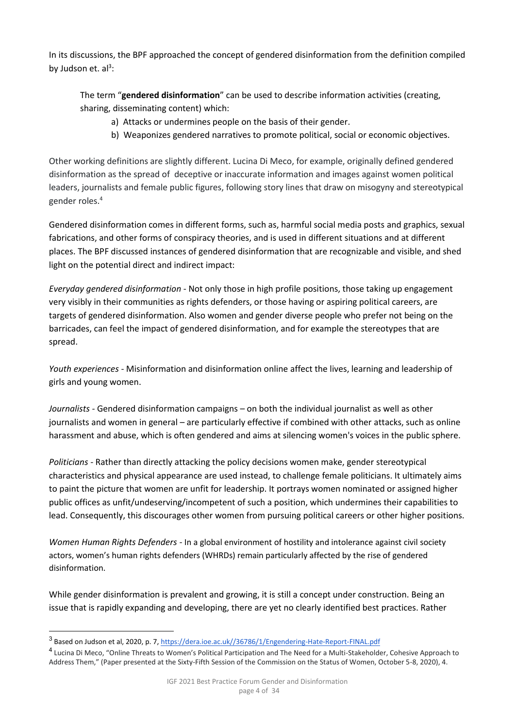In its discussions, the BPF approached the concept of gendered disinformation from the definition compiled by Judson et. al[3]:

> The term "**gendered disinformation**" can be used to describe information activities (creating, sharing, disseminating content) which:
>
> a) Attacks or undermines people on the basis of their gender.
> b) Weaponizes gendered narratives to promote political, social or economic objectives.

Other working definitions are slightly different. Lucina Di Meco, for example, originally defined gendered disinformation as the spread of deceptive or inaccurate information and images against women political leaders, journalists and female public figures, following story lines that draw on misogyny and stereotypical gender roles.[4]

Gendered disinformation comes in different forms, such as, harmful social media posts and graphics, sexual fabrications, and other forms of conspiracy theories, and is used in different situations and at different places. The BPF discussed instances of gendered disinformation that are recognizable and visible, and shed light on the potential direct and indirect impact:

*Everyday gendered disinformation* - Not only those in high profile positions, those taking up engagement very visibly in their communities as rights defenders, or those having or aspiring political careers, are targets of gendered disinformation. Also women and gender diverse people who prefer not being on the barricades, can feel the impact of gendered disinformation, and for example the stereotypes that are spread.

*Youth experiences* - Misinformation and disinformation online affect the lives, learning and leadership of girls and young women.

*Journalists* - Gendered disinformation campaigns – on both the individual journalist as well as other journalists and women in general – are particularly effective if combined with other attacks, such as online harassment and abuse, which is often gendered and aims at silencing women's voices in the public sphere.

*Politicians* - Rather than directly attacking the policy decisions women make, gender stereotypical characteristics and physical appearance are used instead, to challenge female politicians. It ultimately aims to paint the picture that women are unfit for leadership. It portrays women nominated or assigned higher public offices as unfit/undeserving/incompetent of such a position, which undermines their capabilities to lead. Consequently, this discourages other women from pursuing political careers or other higher positions.

*Women Human Rights Defenders* - In a global environment of hostility and intolerance against civil society actors, women's human rights defenders (WHRDs) remain particularly affected by the rise of gendered disinformation.

While gender disinformation is prevalent and growing, it is still a concept under construction. Being an issue that is rapidly expanding and developing, there are yet no clearly identified best practices. Rather

---

[3] Based on Judson et al, 2020, p. 7, https://dera.ioe.ac.uk//36786/1/Engendering-Hate-Report-FINAL.pdf

[4] Lucina Di Meco, "Online Threats to Women's Political Participation and The Need for a Multi-Stakeholder, Cohesive Approach to Address Them," (Paper presented at the Sixty-Fifth Session of the Commission on the Status of Women, October 5-8, 2020), 4.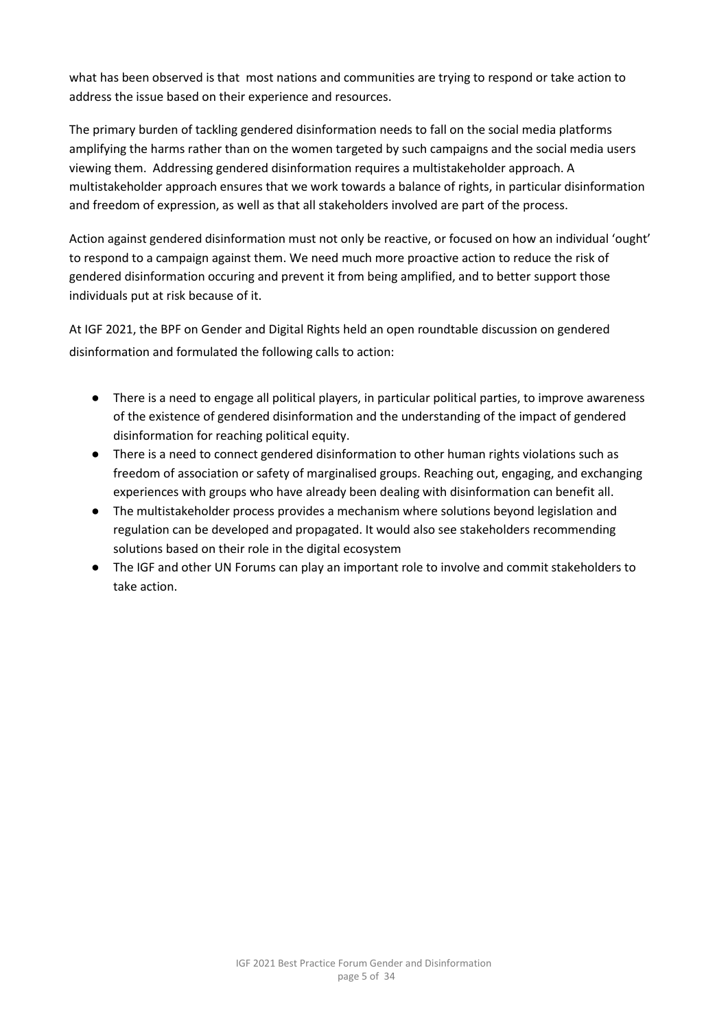what has been observed is that most nations and communities are trying to respond or take action to address the issue based on their experience and resources.

The primary burden of tackling gendered disinformation needs to fall on the social media platforms amplifying the harms rather than on the women targeted by such campaigns and the social media users viewing them. Addressing gendered disinformation requires a multistakeholder approach. A multistakeholder approach ensures that we work towards a balance of rights, in particular disinformation and freedom of expression, as well as that all stakeholders involved are part of the process.

Action against gendered disinformation must not only be reactive, or focused on how an individual 'ought' to respond to a campaign against them. We need much more proactive action to reduce the risk of gendered disinformation occuring and prevent it from being amplified, and to better support those individuals put at risk because of it.

At IGF 2021, the BPF on Gender and Digital Rights held an open roundtable discussion on gendered disinformation and formulated the following calls to action:

- There is a need to engage all political players, in particular political parties, to improve awareness of the existence of gendered disinformation and the understanding of the impact of gendered disinformation for reaching political equity.
- There is a need to connect gendered disinformation to other human rights violations such as freedom of association or safety of marginalised groups. Reaching out, engaging, and exchanging experiences with groups who have already been dealing with disinformation can benefit all.
- The multistakeholder process provides a mechanism where solutions beyond legislation and regulation can be developed and propagated. It would also see stakeholders recommending solutions based on their role in the digital ecosystem
- The IGF and other UN Forums can play an important role to involve and commit stakeholders to take action.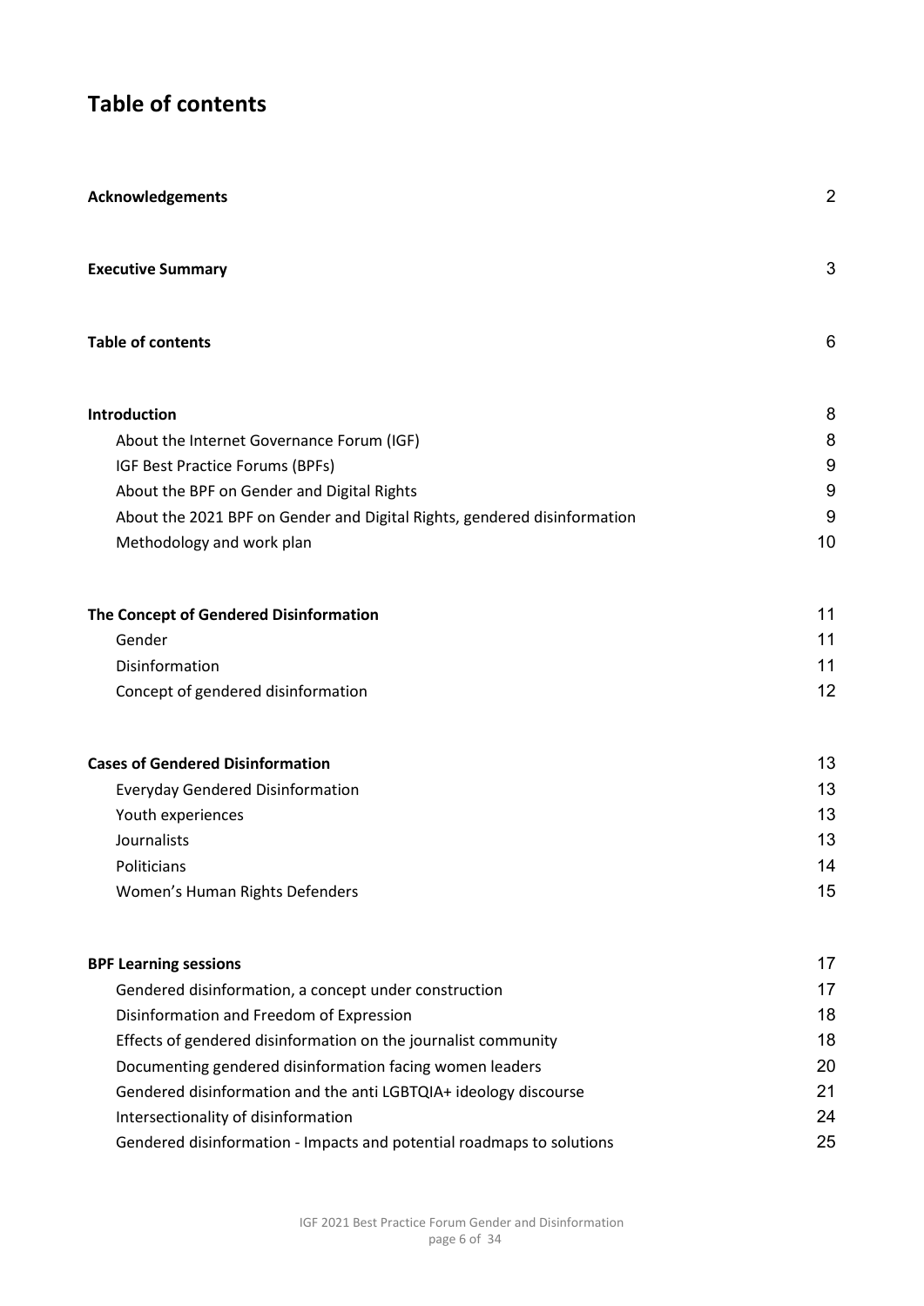# Table of contents

| | |
|---|---|
| **Acknowledgements** | 2 |
| **Executive Summary** | 3 |
| **Table of contents** | 6 |
| **Introduction** | 8 |
| About the Internet Governance Forum (IGF) | 8 |
| IGF Best Practice Forums (BPFs) | 9 |
| About the BPF on Gender and Digital Rights | 9 |
| About the 2021 BPF on Gender and Digital Rights, gendered disinformation | 9 |
| Methodology and work plan | 10 |
| **The Concept of Gendered Disinformation** | 11 |
| Gender | 11 |
| Disinformation | 11 |
| Concept of gendered disinformation | 12 |
| **Cases of Gendered Disinformation** | 13 |
| Everyday Gendered Disinformation | 13 |
| Youth experiences | 13 |
| Journalists | 13 |
| Politicians | 14 |
| Women's Human Rights Defenders | 15 |
| **BPF Learning sessions** | 17 |
| Gendered disinformation, a concept under construction | 17 |
| Disinformation and Freedom of Expression | 18 |
| Effects of gendered disinformation on the journalist community | 18 |
| Documenting gendered disinformation facing women leaders | 20 |
| Gendered disinformation and the anti LGBTQIA+ ideology discourse | 21 |
| Intersectionality of disinformation | 24 |
| Gendered disinformation - Impacts and potential roadmaps to solutions | 25 |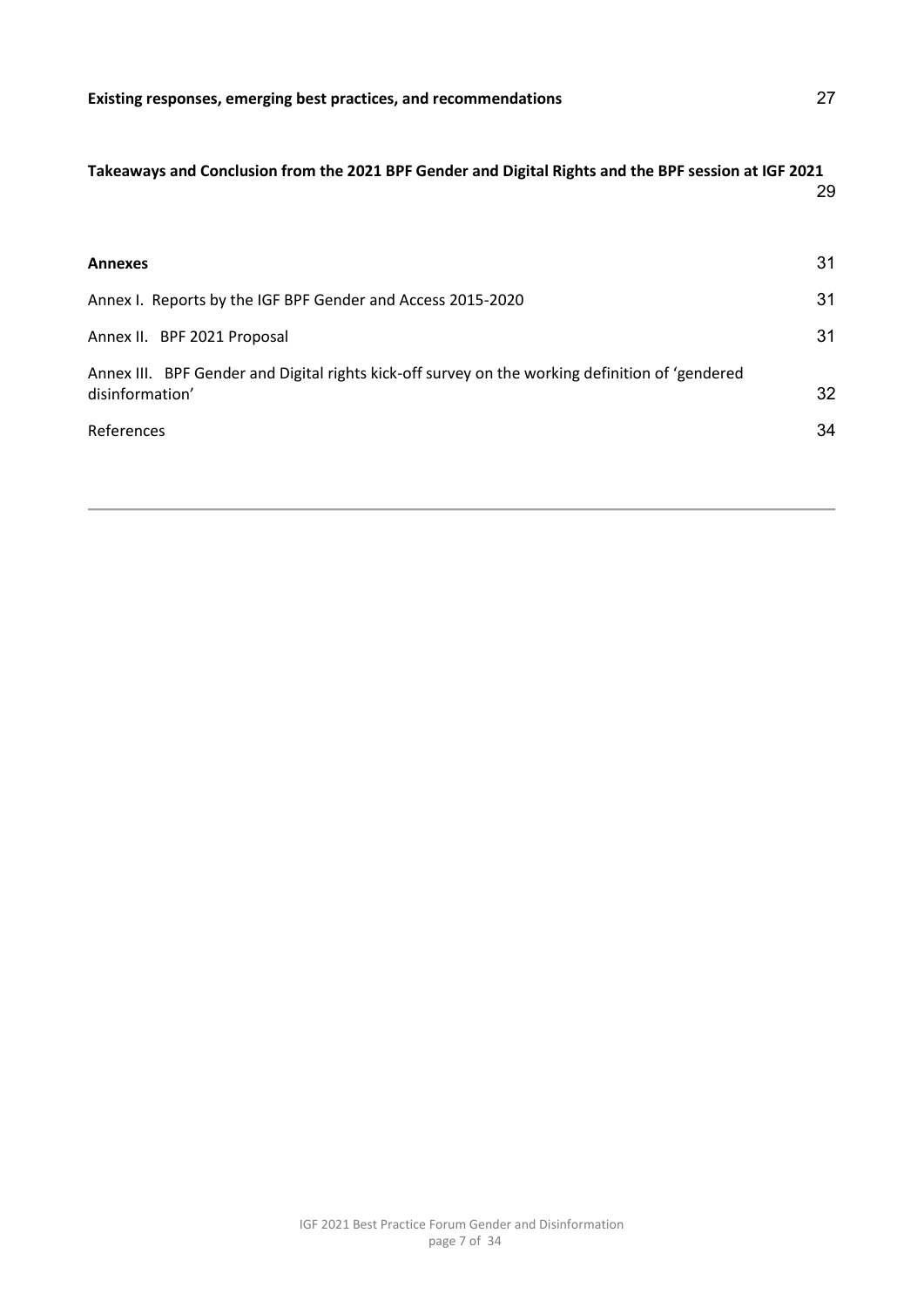**Existing responses, emerging best practices, and recommendations** 27

**Takeaways and Conclusion from the 2021 BPF Gender and Digital Rights and the BPF session at IGF 2021** 29

**Annexes** 31

Annex I. Reports by the IGF BPF Gender and Access 2015-2020 31

Annex II. BPF 2021 Proposal 31

Annex III. BPF Gender and Digital rights kick-off survey on the working definition of 'gendered disinformation' 32

References 34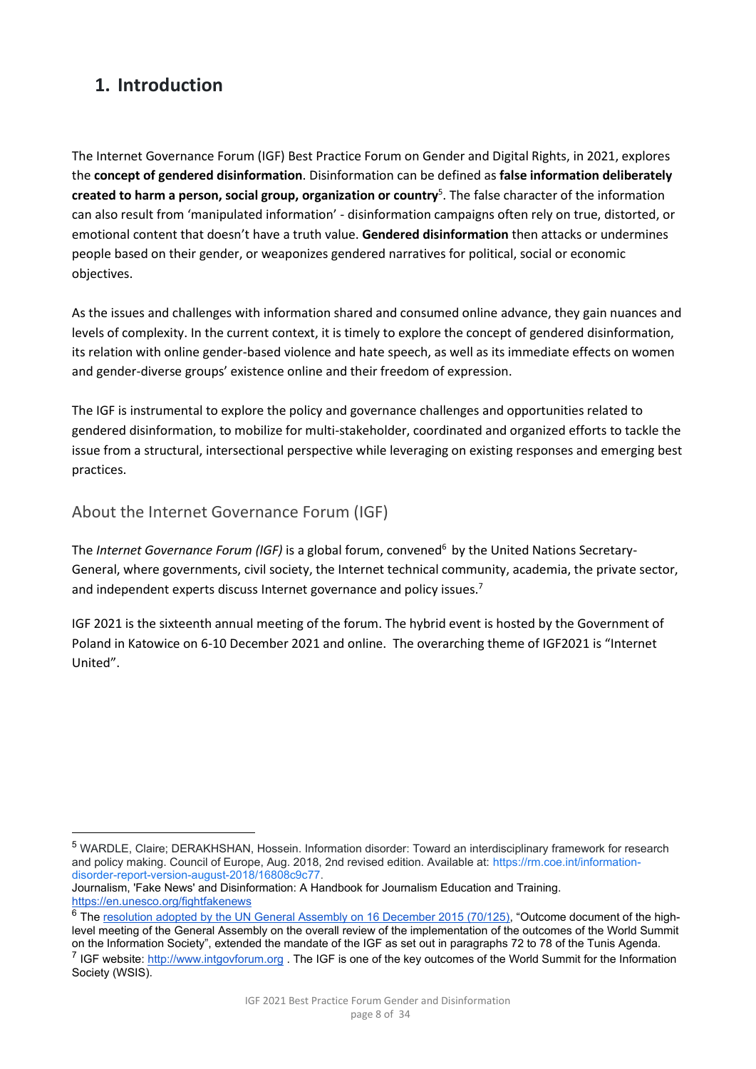# 1. Introduction

The Internet Governance Forum (IGF) Best Practice Forum on Gender and Digital Rights, in 2021, explores the **concept of gendered disinformation**. Disinformation can be defined as **false information deliberately created to harm a person, social group, organization or country**[5]. The false character of the information can also result from 'manipulated information' - disinformation campaigns often rely on true, distorted, or emotional content that doesn't have a truth value. **Gendered disinformation** then attacks or undermines people based on their gender, or weaponizes gendered narratives for political, social or economic objectives.

As the issues and challenges with information shared and consumed online advance, they gain nuances and levels of complexity. In the current context, it is timely to explore the concept of gendered disinformation, its relation with online gender-based violence and hate speech, as well as its immediate effects on women and gender-diverse groups' existence online and their freedom of expression.

The IGF is instrumental to explore the policy and governance challenges and opportunities related to gendered disinformation, to mobilize for multi-stakeholder, coordinated and organized efforts to tackle the issue from a structural, intersectional perspective while leveraging on existing responses and emerging best practices.

## About the Internet Governance Forum (IGF)

The *Internet Governance Forum (IGF)* is a global forum, convened[6] by the United Nations Secretary-General, where governments, civil society, the Internet technical community, academia, the private sector, and independent experts discuss Internet governance and policy issues.[7]

IGF 2021 is the sixteenth annual meeting of the forum. The hybrid event is hosted by the Government of Poland in Katowice on 6-10 December 2021 and online. The overarching theme of IGF2021 is "Internet United".

---

[5] WARDLE, Claire; DERAKHSHAN, Hossein. Information disorder: Toward an interdisciplinary framework for research and policy making. Council of Europe, Aug. 2018, 2nd revised edition. Available at: https://rm.coe.int/information-disorder-report-version-august-2018/16808c9c77.
Journalism, 'Fake News' and Disinformation: A Handbook for Journalism Education and Training. https://en.unesco.org/fightfakenews

[6] The resolution adopted by the UN General Assembly on 16 December 2015 (70/125), "Outcome document of the high-level meeting of the General Assembly on the overall review of the implementation of the outcomes of the World Summit on the Information Society", extended the mandate of the IGF as set out in paragraphs 72 to 78 of the Tunis Agenda.

[7] IGF website: http://www.intgovforum.org . The IGF is one of the key outcomes of the World Summit for the Information Society (WSIS).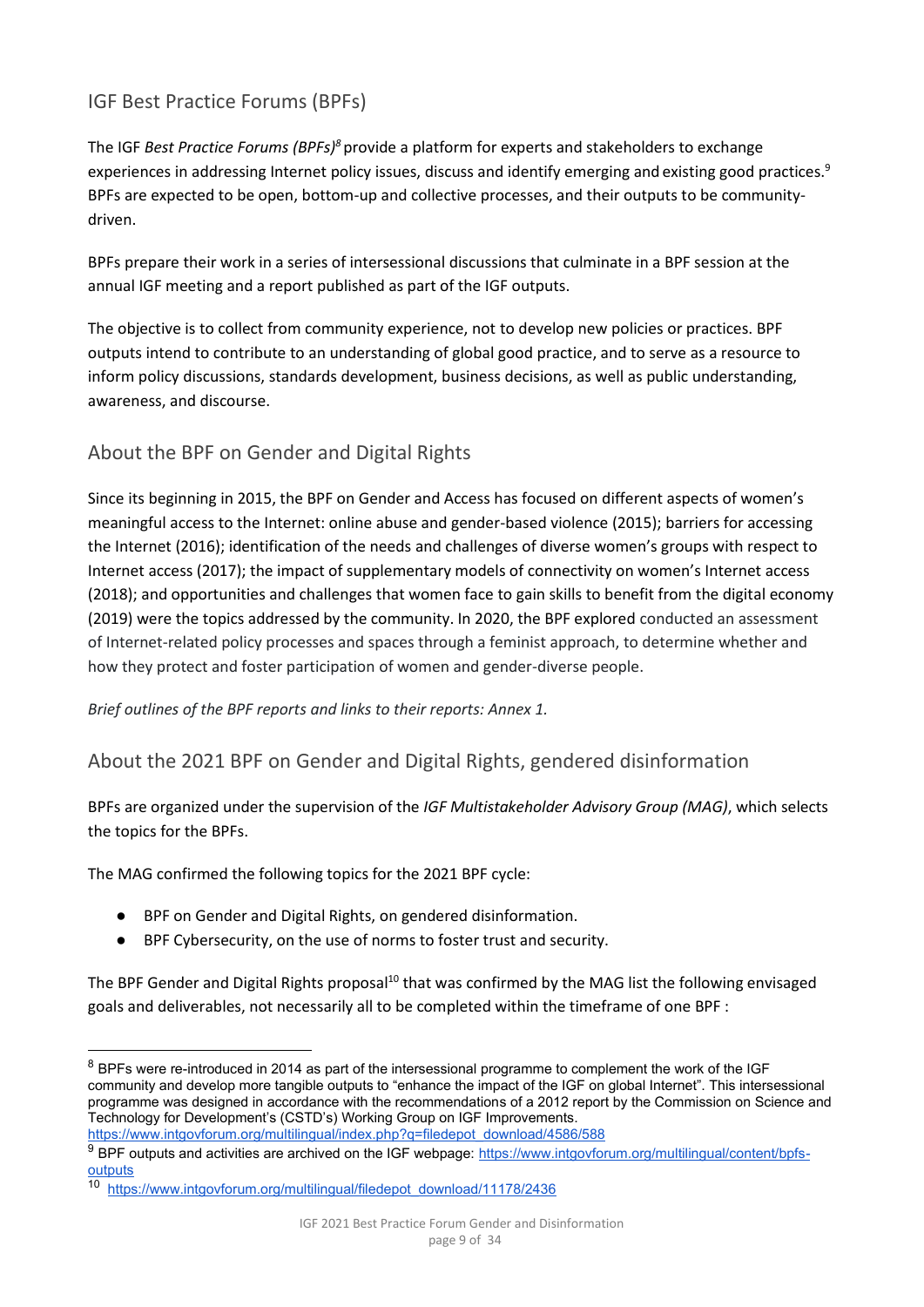## IGF Best Practice Forums (BPFs)

The IGF *Best Practice Forums (BPFs)*[8] provide a platform for experts and stakeholders to exchange experiences in addressing Internet policy issues, discuss and identify emerging and existing good practices.[9] BPFs are expected to be open, bottom-up and collective processes, and their outputs to be community-driven.

BPFs prepare their work in a series of intersessional discussions that culminate in a BPF session at the annual IGF meeting and a report published as part of the IGF outputs.

The objective is to collect from community experience, not to develop new policies or practices. BPF outputs intend to contribute to an understanding of global good practice, and to serve as a resource to inform policy discussions, standards development, business decisions, as well as public understanding, awareness, and discourse.

## About the BPF on Gender and Digital Rights

Since its beginning in 2015, the BPF on Gender and Access has focused on different aspects of women's meaningful access to the Internet: online abuse and gender-based violence (2015); barriers for accessing the Internet (2016); identification of the needs and challenges of diverse women's groups with respect to Internet access (2017); the impact of supplementary models of connectivity on women's Internet access (2018); and opportunities and challenges that women face to gain skills to benefit from the digital economy (2019) were the topics addressed by the community. In 2020, the BPF explored conducted an assessment of Internet-related policy processes and spaces through a feminist approach, to determine whether and how they protect and foster participation of women and gender-diverse people.

*Brief outlines of the BPF reports and links to their reports: Annex 1.*

## About the 2021 BPF on Gender and Digital Rights, gendered disinformation

BPFs are organized under the supervision of the *IGF Multistakeholder Advisory Group (MAG)*, which selects the topics for the BPFs.

The MAG confirmed the following topics for the 2021 BPF cycle:

- BPF on Gender and Digital Rights, on gendered disinformation.
- BPF Cybersecurity, on the use of norms to foster trust and security.

The BPF Gender and Digital Rights proposal[10] that was confirmed by the MAG list the following envisaged goals and deliverables, not necessarily all to be completed within the timeframe of one BPF :

---

[8] BPFs were re-introduced in 2014 as part of the intersessional programme to complement the work of the IGF community and develop more tangible outputs to "enhance the impact of the IGF on global Internet". This intersessional programme was designed in accordance with the recommendations of a 2012 report by the Commission on Science and Technology for Development's (CSTD's) Working Group on IGF Improvements. https://www.intgovforum.org/multilingual/index.php?q=filedepot_download/4586/588

[9] BPF outputs and activities are archived on the IGF webpage: https://www.intgovforum.org/multilingual/content/bpfs-outputs

[10] https://www.intgovforum.org/multilingual/filedepot_download/11178/2436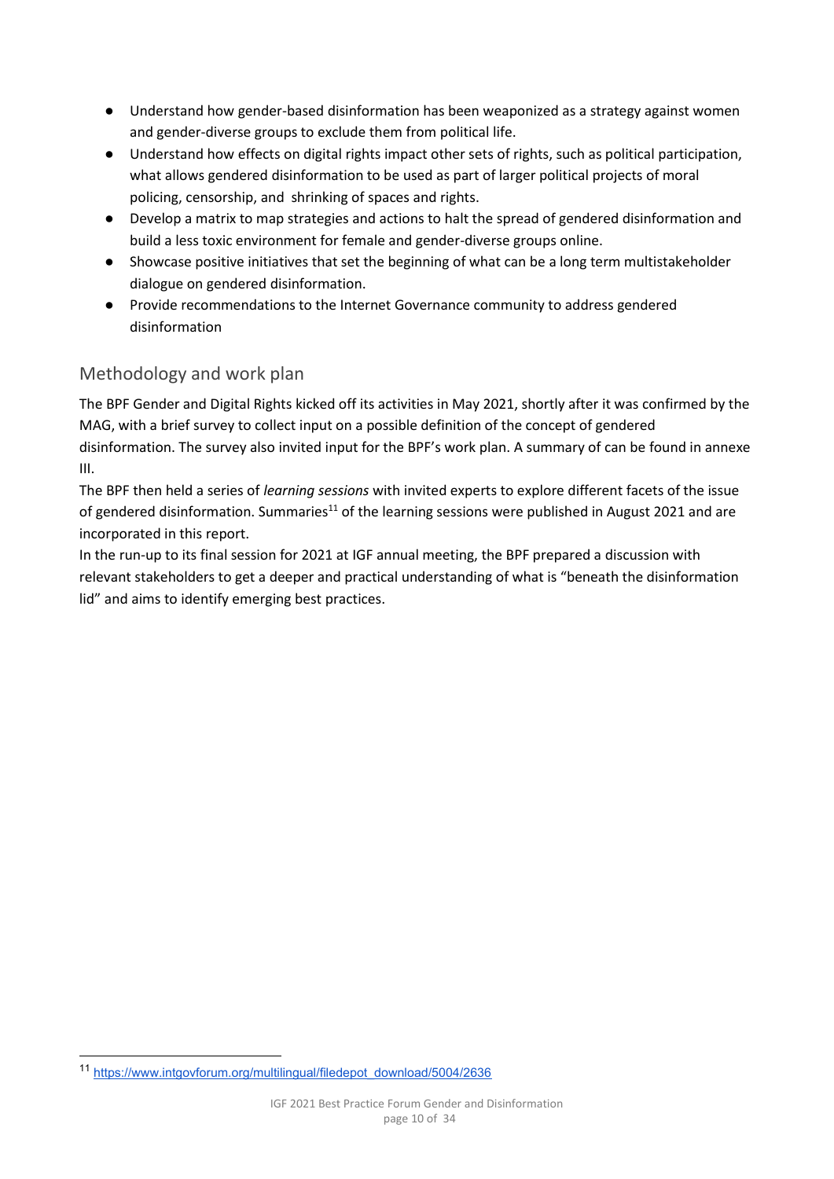- Understand how gender-based disinformation has been weaponized as a strategy against women and gender-diverse groups to exclude them from political life.
- Understand how effects on digital rights impact other sets of rights, such as political participation, what allows gendered disinformation to be used as part of larger political projects of moral policing, censorship, and shrinking of spaces and rights.
- Develop a matrix to map strategies and actions to halt the spread of gendered disinformation and build a less toxic environment for female and gender-diverse groups online.
- Showcase positive initiatives that set the beginning of what can be a long term multistakeholder dialogue on gendered disinformation.
- Provide recommendations to the Internet Governance community to address gendered disinformation

## Methodology and work plan

The BPF Gender and Digital Rights kicked off its activities in May 2021, shortly after it was confirmed by the MAG, with a brief survey to collect input on a possible definition of the concept of gendered disinformation. The survey also invited input for the BPF's work plan. A summary of can be found in annexe III.

The BPF then held a series of *learning sessions* with invited experts to explore different facets of the issue of gendered disinformation. Summaries[11] of the learning sessions were published in August 2021 and are incorporated in this report.

In the run-up to its final session for 2021 at IGF annual meeting, the BPF prepared a discussion with relevant stakeholders to get a deeper and practical understanding of what is "beneath the disinformation lid" and aims to identify emerging best practices.

[11] https://www.intgovforum.org/multilingual/filedepot_download/5004/2636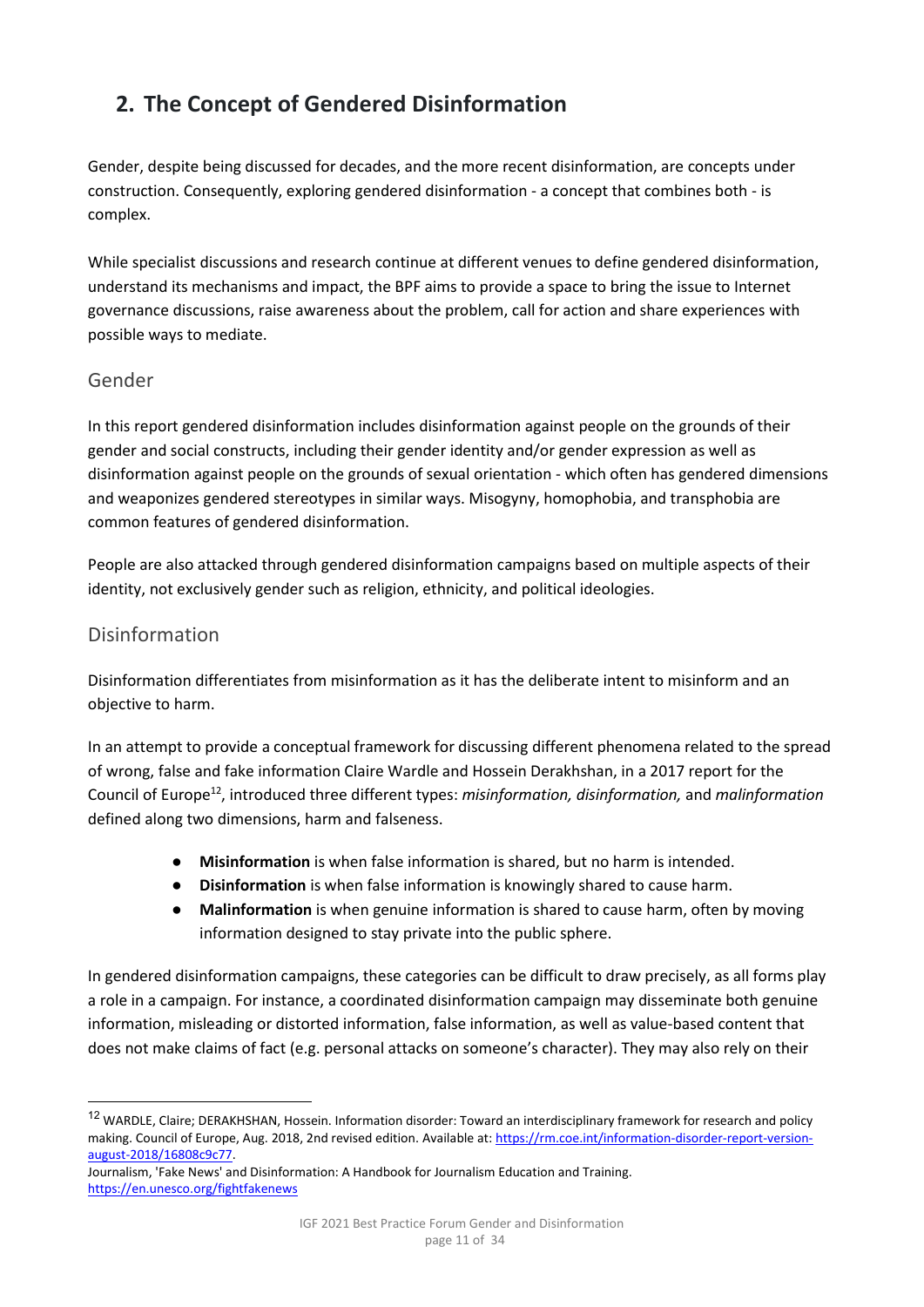## 2. The Concept of Gendered Disinformation

Gender, despite being discussed for decades, and the more recent disinformation, are concepts under construction. Consequently, exploring gendered disinformation - a concept that combines both - is complex.

While specialist discussions and research continue at different venues to define gendered disinformation, understand its mechanisms and impact, the BPF aims to provide a space to bring the issue to Internet governance discussions, raise awareness about the problem, call for action and share experiences with possible ways to mediate.

### Gender

In this report gendered disinformation includes disinformation against people on the grounds of their gender and social constructs, including their gender identity and/or gender expression as well as disinformation against people on the grounds of sexual orientation - which often has gendered dimensions and weaponizes gendered stereotypes in similar ways. Misogyny, homophobia, and transphobia are common features of gendered disinformation.

People are also attacked through gendered disinformation campaigns based on multiple aspects of their identity, not exclusively gender such as religion, ethnicity, and political ideologies.

### Disinformation

Disinformation differentiates from misinformation as it has the deliberate intent to misinform and an objective to harm.

In an attempt to provide a conceptual framework for discussing different phenomena related to the spread of wrong, false and fake information Claire Wardle and Hossein Derakhshan, in a 2017 report for the Council of Europe[12], introduced three different types: *misinformation, disinformation,* and *malinformation* defined along two dimensions, harm and falseness.

- **Misinformation** is when false information is shared, but no harm is intended.
- **Disinformation** is when false information is knowingly shared to cause harm.
- **Malinformation** is when genuine information is shared to cause harm, often by moving information designed to stay private into the public sphere.

In gendered disinformation campaigns, these categories can be difficult to draw precisely, as all forms play a role in a campaign. For instance, a coordinated disinformation campaign may disseminate both genuine information, misleading or distorted information, false information, as well as value-based content that does not make claims of fact (e.g. personal attacks on someone's character). They may also rely on their

---

[12] WARDLE, Claire; DERAKHSHAN, Hossein. Information disorder: Toward an interdisciplinary framework for research and policy making. Council of Europe, Aug. 2018, 2nd revised edition. Available at: https://rm.coe.int/information-disorder-report-version-august-2018/16808c9c77.
Journalism, 'Fake News' and Disinformation: A Handbook for Journalism Education and Training. https://en.unesco.org/fightfakenews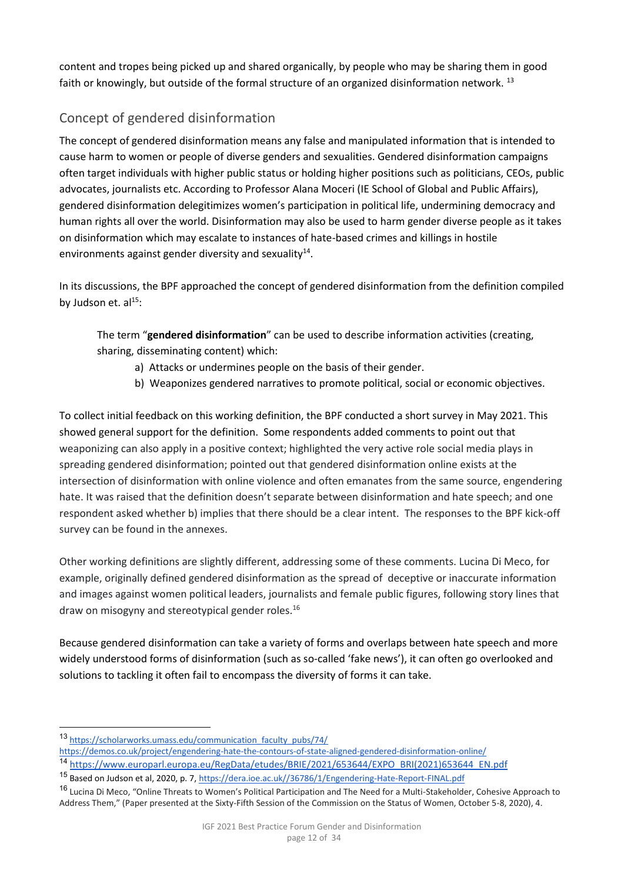content and tropes being picked up and shared organically, by people who may be sharing them in good faith or knowingly, but outside of the formal structure of an organized disinformation network. [13]

## Concept of gendered disinformation

The concept of gendered disinformation means any false and manipulated information that is intended to cause harm to women or people of diverse genders and sexualities. Gendered disinformation campaigns often target individuals with higher public status or holding higher positions such as politicians, CEOs, public advocates, journalists etc. According to Professor Alana Moceri (IE School of Global and Public Affairs), gendered disinformation delegitimizes women's participation in political life, undermining democracy and human rights all over the world. Disinformation may also be used to harm gender diverse people as it takes on disinformation which may escalate to instances of hate-based crimes and killings in hostile environments against gender diversity and sexuality[14].

In its discussions, the BPF approached the concept of gendered disinformation from the definition compiled by Judson et. al[15]:

> The term "**gendered disinformation**" can be used to describe information activities (creating, sharing, disseminating content) which:
>
> a) Attacks or undermines people on the basis of their gender.
>
> b) Weaponizes gendered narratives to promote political, social or economic objectives.

To collect initial feedback on this working definition, the BPF conducted a short survey in May 2021. This showed general support for the definition. Some respondents added comments to point out that weaponizing can also apply in a positive context; highlighted the very active role social media plays in spreading gendered disinformation; pointed out that gendered disinformation online exists at the intersection of disinformation with online violence and often emanates from the same source, engendering hate. It was raised that the definition doesn't separate between disinformation and hate speech; and one respondent asked whether b) implies that there should be a clear intent. The responses to the BPF kick-off survey can be found in the annexes.

Other working definitions are slightly different, addressing some of these comments. Lucina Di Meco, for example, originally defined gendered disinformation as the spread of deceptive or inaccurate information and images against women political leaders, journalists and female public figures, following story lines that draw on misogyny and stereotypical gender roles.[16]

Because gendered disinformation can take a variety of forms and overlaps between hate speech and more widely understood forms of disinformation (such as so-called 'fake news'), it can often go overlooked and solutions to tackling it often fail to encompass the diversity of forms it can take.

---

[13] https://scholarworks.umass.edu/communication_faculty_pubs/74/
https://demos.co.uk/project/engendering-hate-the-contours-of-state-aligned-gendered-disinformation-online/

[14] https://www.europarl.europa.eu/RegData/etudes/BRIE/2021/653644/EXPO_BRI(2021)653644_EN.pdf

[15] Based on Judson et al, 2020, p. 7, https://dera.ioe.ac.uk//36786/1/Engendering-Hate-Report-FINAL.pdf

[16] Lucina Di Meco, "Online Threats to Women's Political Participation and The Need for a Multi-Stakeholder, Cohesive Approach to Address Them," (Paper presented at the Sixty-Fifth Session of the Commission on the Status of Women, October 5-8, 2020), 4.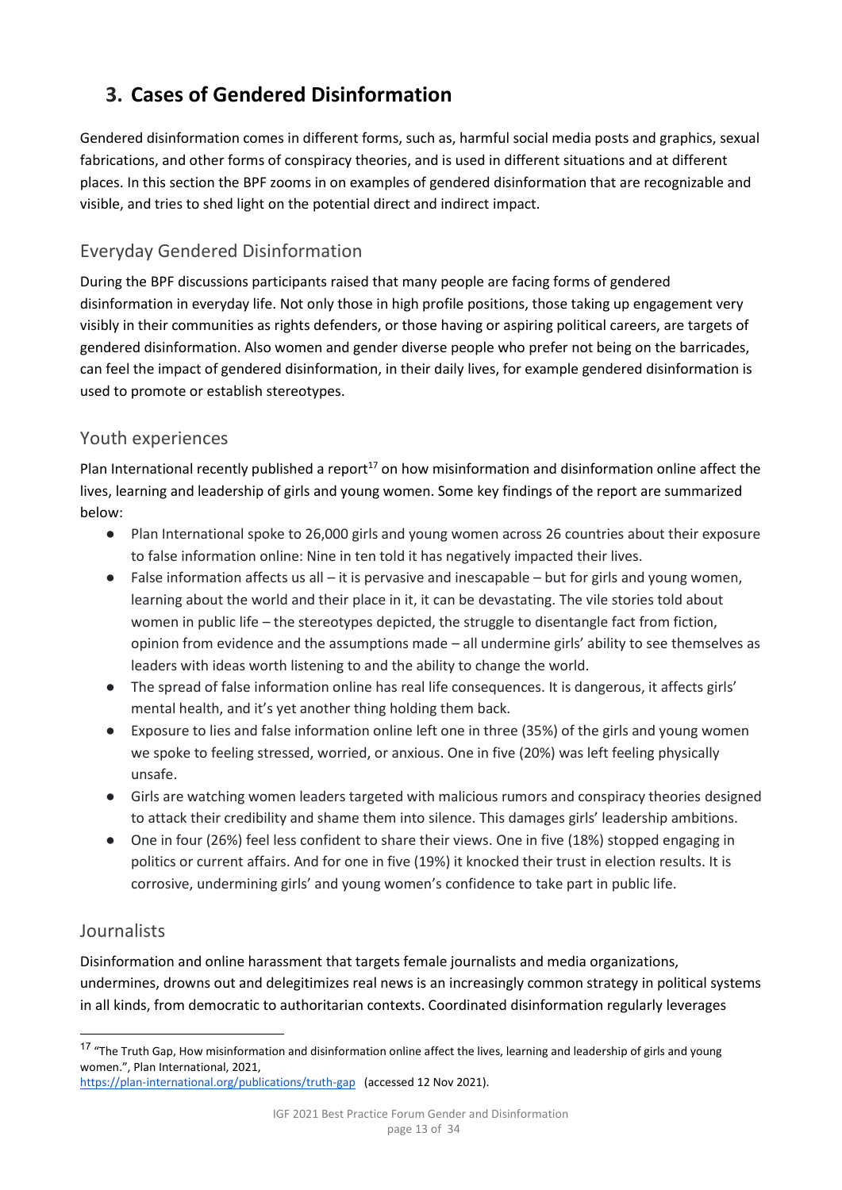## 3. Cases of Gendered Disinformation

Gendered disinformation comes in different forms, such as, harmful social media posts and graphics, sexual fabrications, and other forms of conspiracy theories, and is used in different situations and at different places. In this section the BPF zooms in on examples of gendered disinformation that are recognizable and visible, and tries to shed light on the potential direct and indirect impact.

### Everyday Gendered Disinformation

During the BPF discussions participants raised that many people are facing forms of gendered disinformation in everyday life. Not only those in high profile positions, those taking up engagement very visibly in their communities as rights defenders, or those having or aspiring political careers, are targets of gendered disinformation. Also women and gender diverse people who prefer not being on the barricades, can feel the impact of gendered disinformation, in their daily lives, for example gendered disinformation is used to promote or establish stereotypes.

### Youth experiences

Plan International recently published a report[17] on how misinformation and disinformation online affect the lives, learning and leadership of girls and young women. Some key findings of the report are summarized below:

- Plan International spoke to 26,000 girls and young women across 26 countries about their exposure to false information online: Nine in ten told it has negatively impacted their lives.
- False information affects us all – it is pervasive and inescapable – but for girls and young women, learning about the world and their place in it, it can be devastating. The vile stories told about women in public life – the stereotypes depicted, the struggle to disentangle fact from fiction, opinion from evidence and the assumptions made – all undermine girls' ability to see themselves as leaders with ideas worth listening to and the ability to change the world.
- The spread of false information online has real life consequences. It is dangerous, it affects girls' mental health, and it's yet another thing holding them back.
- Exposure to lies and false information online left one in three (35%) of the girls and young women we spoke to feeling stressed, worried, or anxious. One in five (20%) was left feeling physically unsafe.
- Girls are watching women leaders targeted with malicious rumors and conspiracy theories designed to attack their credibility and shame them into silence. This damages girls' leadership ambitions.
- One in four (26%) feel less confident to share their views. One in five (18%) stopped engaging in politics or current affairs. And for one in five (19%) it knocked their trust in election results. It is corrosive, undermining girls' and young women's confidence to take part in public life.

### Journalists

Disinformation and online harassment that targets female journalists and media organizations, undermines, drowns out and delegitimizes real news is an increasingly common strategy in political systems in all kinds, from democratic to authoritarian contexts. Coordinated disinformation regularly leverages

---

[17] "The Truth Gap, How misinformation and disinformation online affect the lives, learning and leadership of girls and young women.", Plan International, 2021, https://plan-international.org/publications/truth-gap (accessed 12 Nov 2021).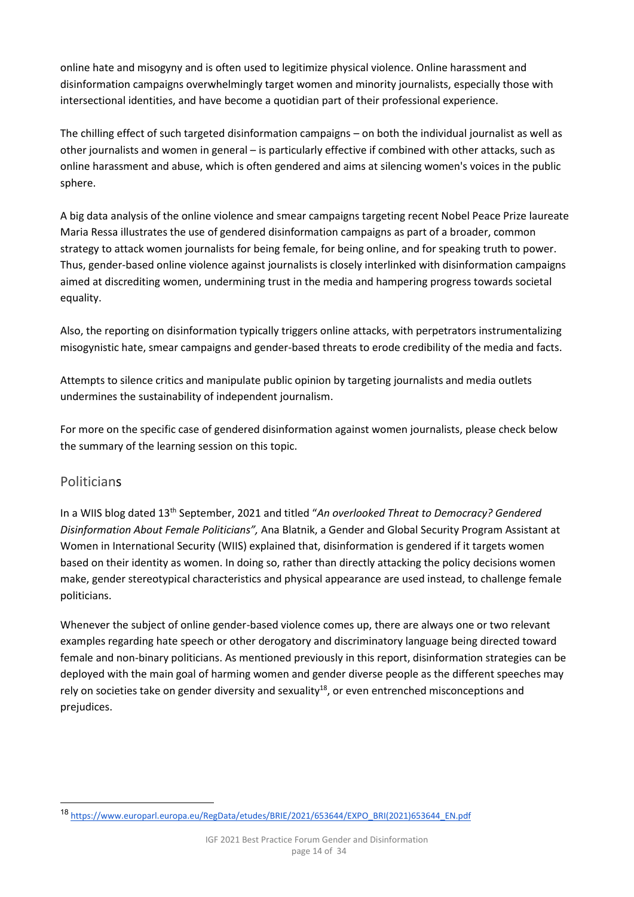online hate and misogyny and is often used to legitimize physical violence. Online harassment and disinformation campaigns overwhelmingly target women and minority journalists, especially those with intersectional identities, and have become a quotidian part of their professional experience.

The chilling effect of such targeted disinformation campaigns – on both the individual journalist as well as other journalists and women in general – is particularly effective if combined with other attacks, such as online harassment and abuse, which is often gendered and aims at silencing women's voices in the public sphere.

A big data analysis of the online violence and smear campaigns targeting recent Nobel Peace Prize laureate Maria Ressa illustrates the use of gendered disinformation campaigns as part of a broader, common strategy to attack women journalists for being female, for being online, and for speaking truth to power. Thus, gender-based online violence against journalists is closely interlinked with disinformation campaigns aimed at discrediting women, undermining trust in the media and hampering progress towards societal equality.

Also, the reporting on disinformation typically triggers online attacks, with perpetrators instrumentalizing misogynistic hate, smear campaigns and gender-based threats to erode credibility of the media and facts.

Attempts to silence critics and manipulate public opinion by targeting journalists and media outlets undermines the sustainability of independent journalism.

For more on the specific case of gendered disinformation against women journalists, please check below the summary of the learning session on this topic.

## Politicians

In a WIIS blog dated 13th September, 2021 and titled "*An overlooked Threat to Democracy? Gendered Disinformation About Female Politicians",* Ana Blatnik, a Gender and Global Security Program Assistant at Women in International Security (WIIS) explained that, disinformation is gendered if it targets women based on their identity as women. In doing so, rather than directly attacking the policy decisions women make, gender stereotypical characteristics and physical appearance are used instead, to challenge female politicians.

Whenever the subject of online gender-based violence comes up, there are always one or two relevant examples regarding hate speech or other derogatory and discriminatory language being directed toward female and non-binary politicians. As mentioned previously in this report, disinformation strategies can be deployed with the main goal of harming women and gender diverse people as the different speeches may rely on societies take on gender diversity and sexuality[18], or even entrenched misconceptions and prejudices.

[18] https://www.europarl.europa.eu/RegData/etudes/BRIE/2021/653644/EXPO_BRI(2021)653644_EN.pdf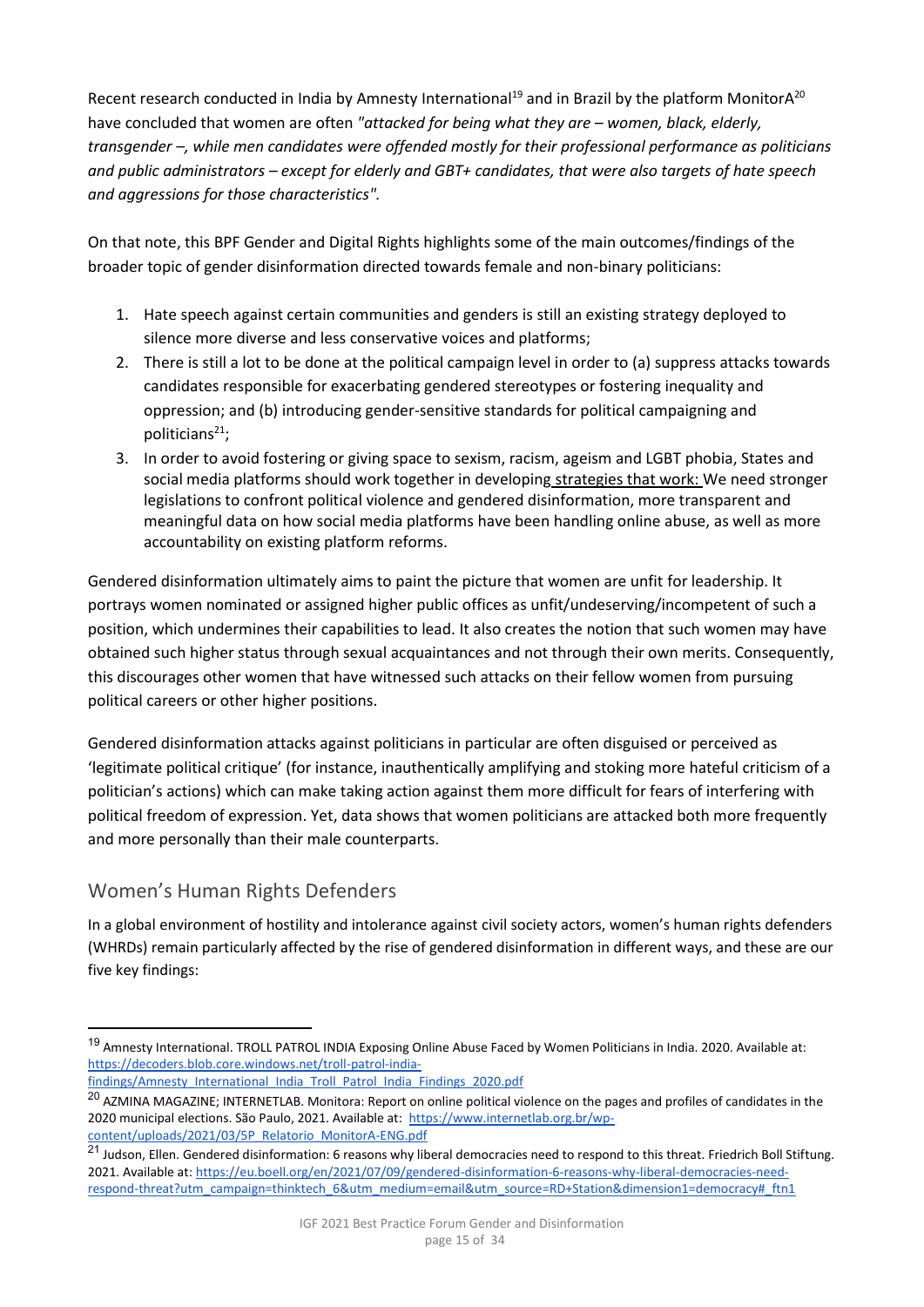Recent research conducted in India by Amnesty International[19] and in Brazil by the platform MonitorA[20] have concluded that women are often *"attacked for being what they are – women, black, elderly, transgender –, while men candidates were offended mostly for their professional performance as politicians and public administrators – except for elderly and GBT+ candidates, that were also targets of hate speech and aggressions for those characteristics".*

On that note, this BPF Gender and Digital Rights highlights some of the main outcomes/findings of the broader topic of gender disinformation directed towards female and non-binary politicians:

1. Hate speech against certain communities and genders is still an existing strategy deployed to silence more diverse and less conservative voices and platforms;
2. There is still a lot to be done at the political campaign level in order to (a) suppress attacks towards candidates responsible for exacerbating gendered stereotypes or fostering inequality and oppression; and (b) introducing gender-sensitive standards for political campaigning and politicians[21];
3. In order to avoid fostering or giving space to sexism, racism, ageism and LGBT phobia, States and social media platforms should work together in developing strategies that work: We need stronger legislations to confront political violence and gendered disinformation, more transparent and meaningful data on how social media platforms have been handling online abuse, as well as more accountability on existing platform reforms.

Gendered disinformation ultimately aims to paint the picture that women are unfit for leadership. It portrays women nominated or assigned higher public offices as unfit/undeserving/incompetent of such a position, which undermines their capabilities to lead. It also creates the notion that such women may have obtained such higher status through sexual acquaintances and not through their own merits. Consequently, this discourages other women that have witnessed such attacks on their fellow women from pursuing political careers or other higher positions.

Gendered disinformation attacks against politicians in particular are often disguised or perceived as 'legitimate political critique' (for instance, inauthentically amplifying and stoking more hateful criticism of a politician's actions) which can make taking action against them more difficult for fears of interfering with political freedom of expression. Yet, data shows that women politicians are attacked both more frequently and more personally than their male counterparts.

## Women's Human Rights Defenders

In a global environment of hostility and intolerance against civil society actors, women's human rights defenders (WHRDs) remain particularly affected by the rise of gendered disinformation in different ways, and these are our five key findings:

---

[19] Amnesty International. TROLL PATROL INDIA Exposing Online Abuse Faced by Women Politicians in India. 2020. Available at: https://decoders.blob.core.windows.net/troll-patrol-india-findings/Amnesty_International_India_Troll_Patrol_India_Findings_2020.pdf

[20] AZMINA MAGAZINE; INTERNETLAB. Monitora: Report on online political violence on the pages and profiles of candidates in the 2020 municipal elections. São Paulo, 2021. Available at: https://www.internetlab.org.br/wp-content/uploads/2021/03/5P_Relatorio_MonitorA-ENG.pdf

[21] Judson, Ellen. Gendered disinformation: 6 reasons why liberal democracies need to respond to this threat. Friedrich Boll Stiftung. 2021. Available at: https://eu.boell.org/en/2021/07/09/gendered-disinformation-6-reasons-why-liberal-democracies-need-respond-threat?utm_campaign=thinktech_6&utm_medium=email&utm_source=RD+Station&dimension1=democracy#_ftn1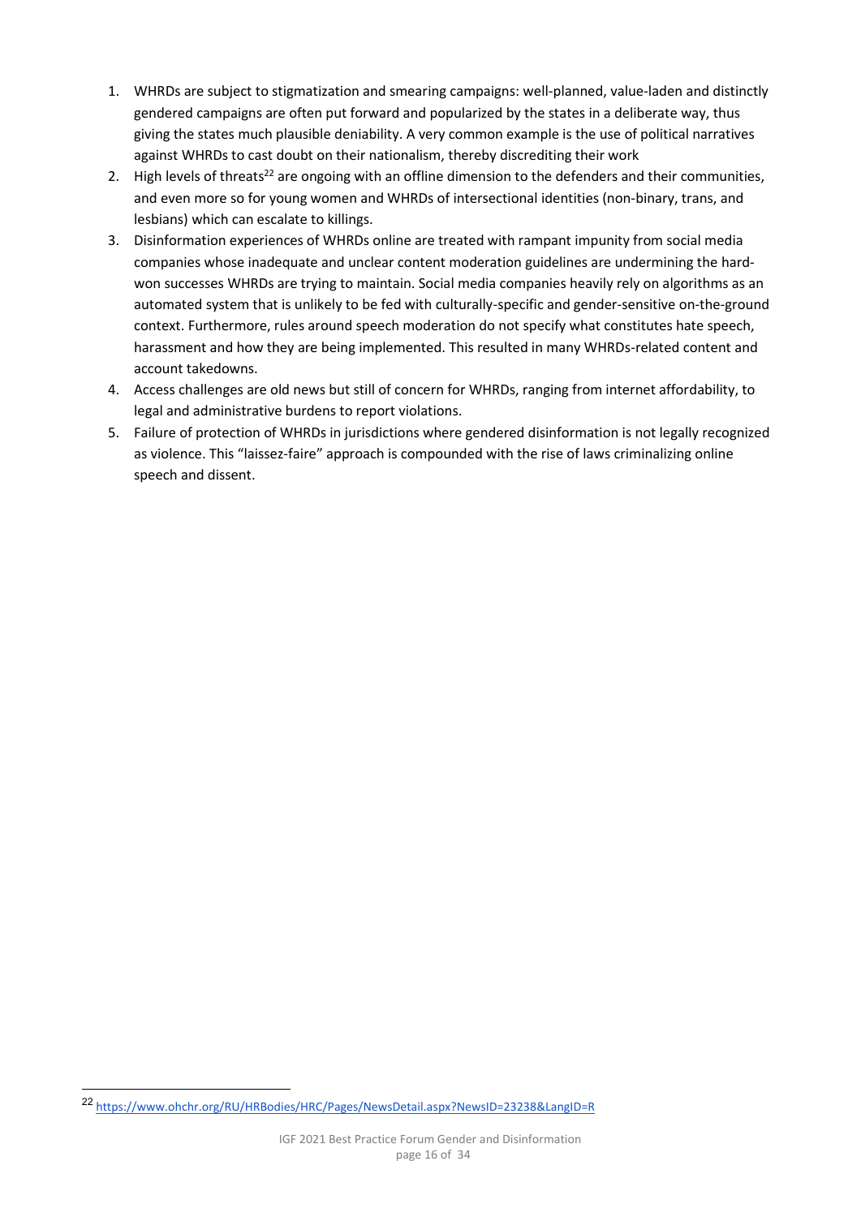1. WHRDs are subject to stigmatization and smearing campaigns: well-planned, value-laden and distinctly gendered campaigns are often put forward and popularized by the states in a deliberate way, thus giving the states much plausible deniability. A very common example is the use of political narratives against WHRDs to cast doubt on their nationalism, thereby discrediting their work
2. High levels of threats[22] are ongoing with an offline dimension to the defenders and their communities, and even more so for young women and WHRDs of intersectional identities (non-binary, trans, and lesbians) which can escalate to killings.
3. Disinformation experiences of WHRDs online are treated with rampant impunity from social media companies whose inadequate and unclear content moderation guidelines are undermining the hard-won successes WHRDs are trying to maintain. Social media companies heavily rely on algorithms as an automated system that is unlikely to be fed with culturally-specific and gender-sensitive on-the-ground context. Furthermore, rules around speech moderation do not specify what constitutes hate speech, harassment and how they are being implemented. This resulted in many WHRDs-related content and account takedowns.
4. Access challenges are old news but still of concern for WHRDs, ranging from internet affordability, to legal and administrative burdens to report violations.
5. Failure of protection of WHRDs in jurisdictions where gendered disinformation is not legally recognized as violence. This "laissez-faire" approach is compounded with the rise of laws criminalizing online speech and dissent.

[22] https://www.ohchr.org/RU/HRBodies/HRC/Pages/NewsDetail.aspx?NewsID=23238&LangID=R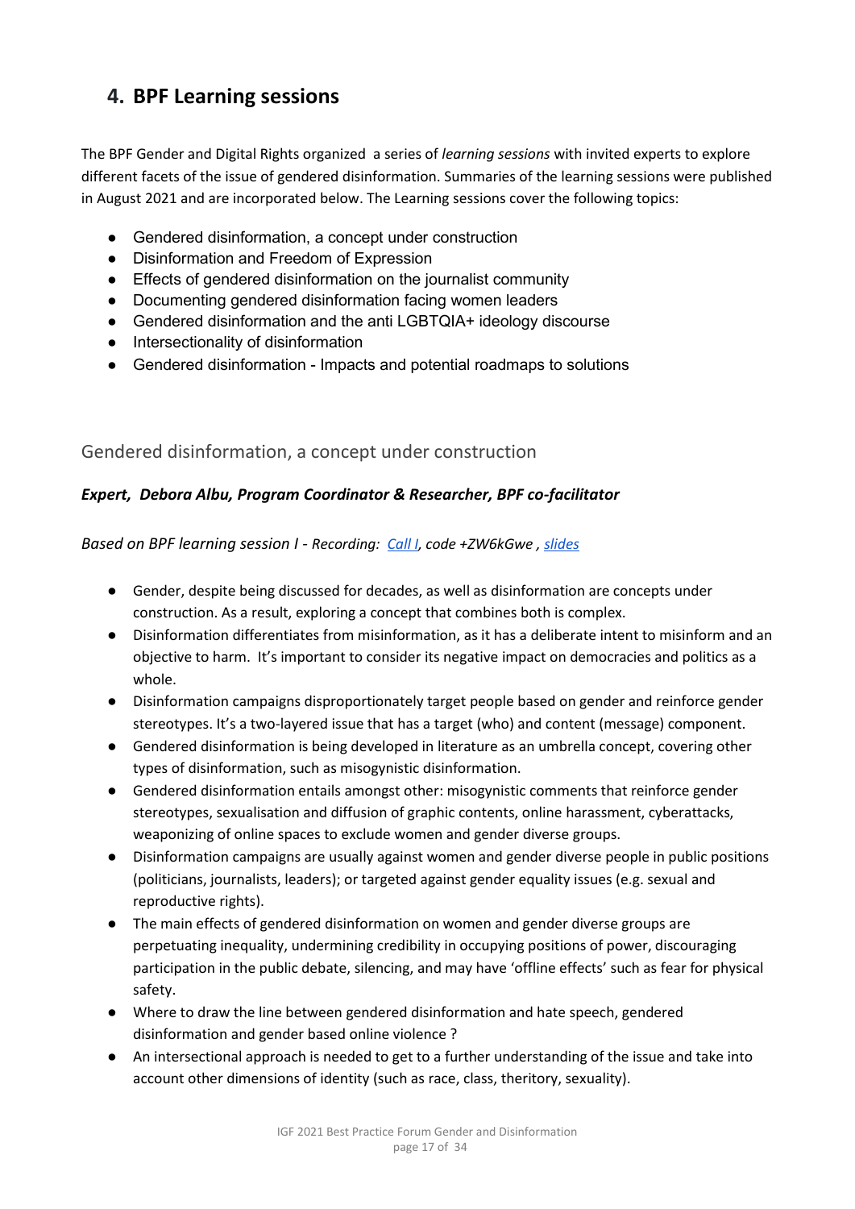## 4. BPF Learning sessions

The BPF Gender and Digital Rights organized a series of *learning sessions* with invited experts to explore different facets of the issue of gendered disinformation. Summaries of the learning sessions were published in August 2021 and are incorporated below. The Learning sessions cover the following topics:

- Gendered disinformation, a concept under construction
- Disinformation and Freedom of Expression
- Effects of gendered disinformation on the journalist community
- Documenting gendered disinformation facing women leaders
- Gendered disinformation and the anti LGBTQIA+ ideology discourse
- Intersectionality of disinformation
- Gendered disinformation - Impacts and potential roadmaps to solutions

### Gendered disinformation, a concept under construction

***Expert, Debora Albu, Program Coordinator & Researcher, BPF co-facilitator***

*Based on BPF learning session I - Recording: Call I, code +ZW6kGwe , slides*

- Gender, despite being discussed for decades, as well as disinformation are concepts under construction. As a result, exploring a concept that combines both is complex.
- Disinformation differentiates from misinformation, as it has a deliberate intent to misinform and an objective to harm. It's important to consider its negative impact on democracies and politics as a whole.
- Disinformation campaigns disproportionately target people based on gender and reinforce gender stereotypes. It's a two-layered issue that has a target (who) and content (message) component.
- Gendered disinformation is being developed in literature as an umbrella concept, covering other types of disinformation, such as misogynistic disinformation.
- Gendered disinformation entails amongst other: misogynistic comments that reinforce gender stereotypes, sexualisation and diffusion of graphic contents, online harassment, cyberattacks, weaponizing of online spaces to exclude women and gender diverse groups.
- Disinformation campaigns are usually against women and gender diverse people in public positions (politicians, journalists, leaders); or targeted against gender equality issues (e.g. sexual and reproductive rights).
- The main effects of gendered disinformation on women and gender diverse groups are perpetuating inequality, undermining credibility in occupying positions of power, discouraging participation in the public debate, silencing, and may have 'offline effects' such as fear for physical safety.
- Where to draw the line between gendered disinformation and hate speech, gendered disinformation and gender based online violence ?
- An intersectional approach is needed to get to a further understanding of the issue and take into account other dimensions of identity (such as race, class, theritory, sexuality).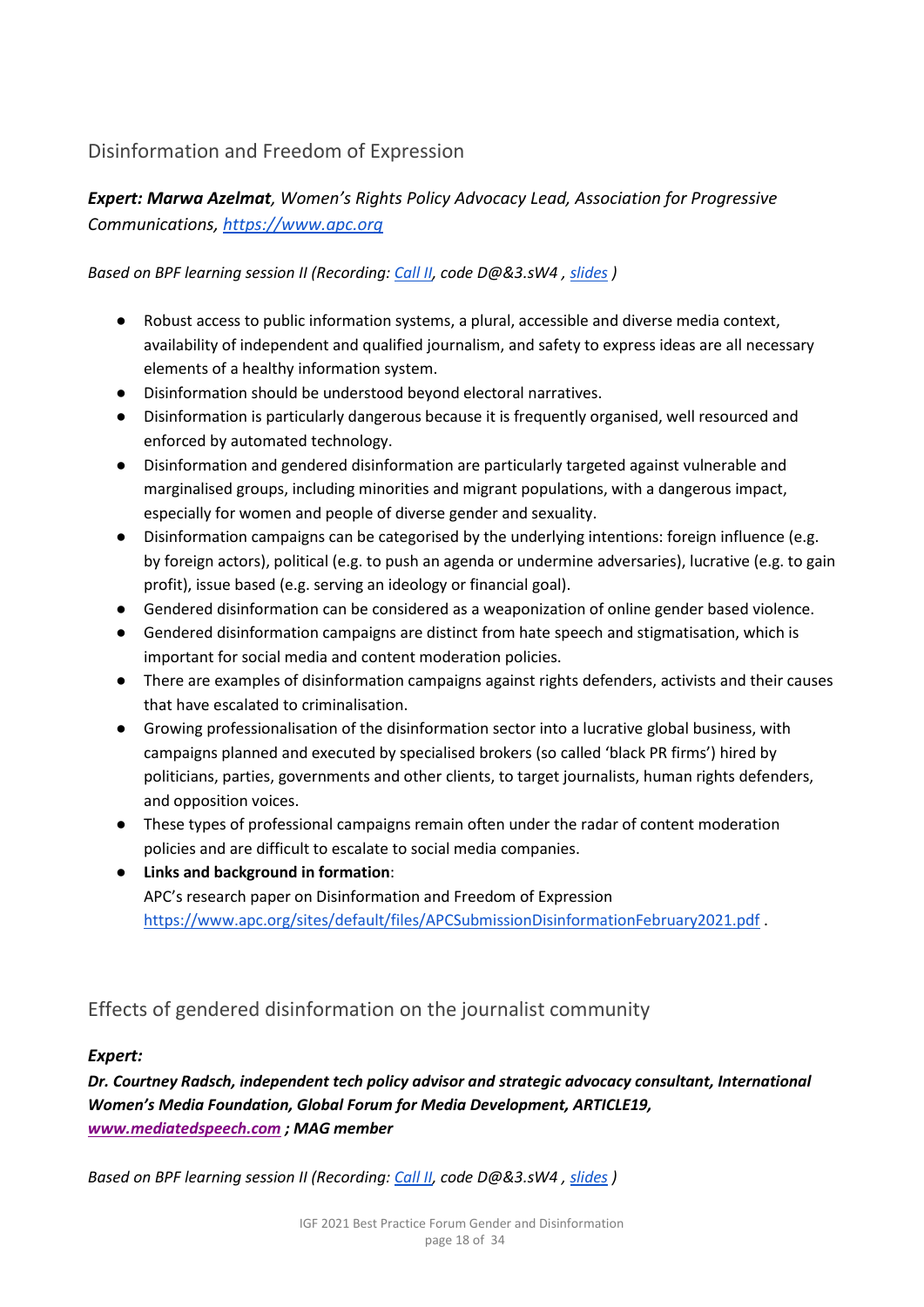## Disinformation and Freedom of Expression

***Expert: Marwa Azelmat**, Women's Rights Policy Advocacy Lead, Association for Progressive Communications, https://www.apc.org*

*Based on BPF learning session II (Recording: Call II, code D@&3.sW4 , slides )*

- Robust access to public information systems, a plural, accessible and diverse media context, availability of independent and qualified journalism, and safety to express ideas are all necessary elements of a healthy information system.
- Disinformation should be understood beyond electoral narratives.
- Disinformation is particularly dangerous because it is frequently organised, well resourced and enforced by automated technology.
- Disinformation and gendered disinformation are particularly targeted against vulnerable and marginalised groups, including minorities and migrant populations, with a dangerous impact, especially for women and people of diverse gender and sexuality.
- Disinformation campaigns can be categorised by the underlying intentions: foreign influence (e.g. by foreign actors), political (e.g. to push an agenda or undermine adversaries), lucrative (e.g. to gain profit), issue based (e.g. serving an ideology or financial goal).
- Gendered disinformation can be considered as a weaponization of online gender based violence.
- Gendered disinformation campaigns are distinct from hate speech and stigmatisation, which is important for social media and content moderation policies.
- There are examples of disinformation campaigns against rights defenders, activists and their causes that have escalated to criminalisation.
- Growing professionalisation of the disinformation sector into a lucrative global business, with campaigns planned and executed by specialised brokers (so called 'black PR firms') hired by politicians, parties, governments and other clients, to target journalists, human rights defenders, and opposition voices.
- These types of professional campaigns remain often under the radar of content moderation policies and are difficult to escalate to social media companies.
- **Links and background in formation**:
  APC's research paper on Disinformation and Freedom of Expression
  https://www.apc.org/sites/default/files/APCSubmissionDisinformationFebruary2021.pdf .

## Effects of gendered disinformation on the journalist community

***Expert:***

***Dr. Courtney Radsch, independent tech policy advisor and strategic advocacy consultant, International Women's Media Foundation, Global Forum for Media Development, ARTICLE19, www.mediatedspeech.com ; MAG member***

*Based on BPF learning session II (Recording: Call II, code D@&3.sW4 , slides )*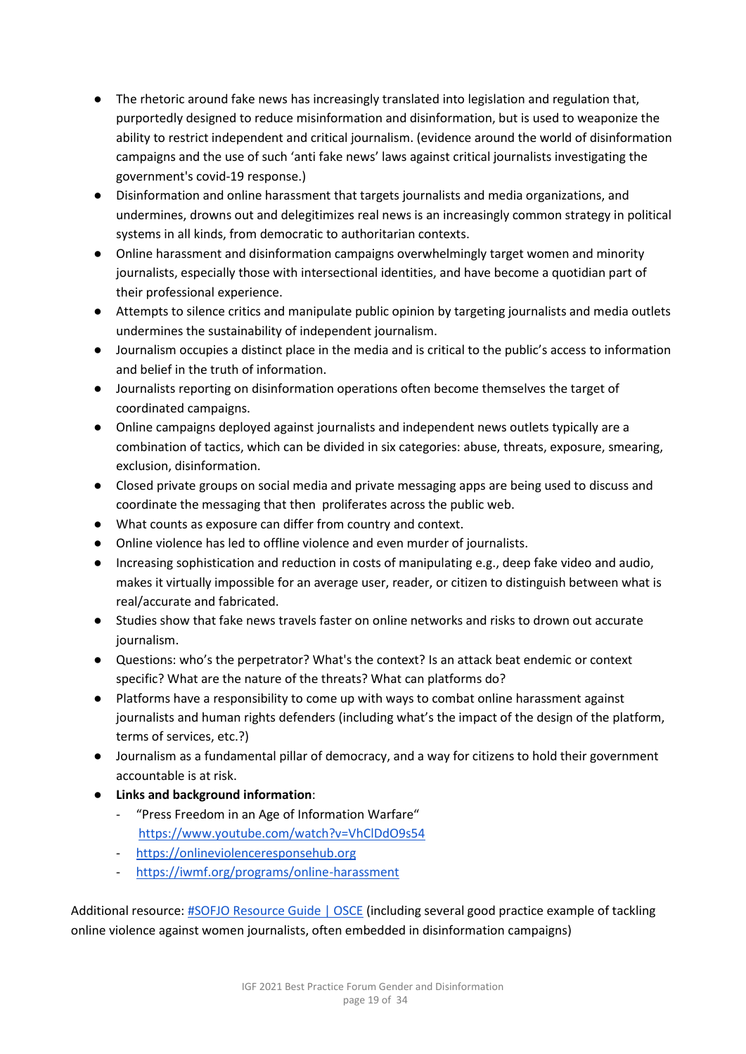- The rhetoric around fake news has increasingly translated into legislation and regulation that, purportedly designed to reduce misinformation and disinformation, but is used to weaponize the ability to restrict independent and critical journalism. (evidence around the world of disinformation campaigns and the use of such 'anti fake news' laws against critical journalists investigating the government's covid-19 response.)
- Disinformation and online harassment that targets journalists and media organizations, and undermines, drowns out and delegitimizes real news is an increasingly common strategy in political systems in all kinds, from democratic to authoritarian contexts.
- Online harassment and disinformation campaigns overwhelmingly target women and minority journalists, especially those with intersectional identities, and have become a quotidian part of their professional experience.
- Attempts to silence critics and manipulate public opinion by targeting journalists and media outlets undermines the sustainability of independent journalism.
- Journalism occupies a distinct place in the media and is critical to the public's access to information and belief in the truth of information.
- Journalists reporting on disinformation operations often become themselves the target of coordinated campaigns.
- Online campaigns deployed against journalists and independent news outlets typically are a combination of tactics, which can be divided in six categories: abuse, threats, exposure, smearing, exclusion, disinformation.
- Closed private groups on social media and private messaging apps are being used to discuss and coordinate the messaging that then proliferates across the public web.
- What counts as exposure can differ from country and context.
- Online violence has led to offline violence and even murder of journalists.
- Increasing sophistication and reduction in costs of manipulating e.g., deep fake video and audio, makes it virtually impossible for an average user, reader, or citizen to distinguish between what is real/accurate and fabricated.
- Studies show that fake news travels faster on online networks and risks to drown out accurate journalism.
- Questions: who's the perpetrator? What's the context? Is an attack beat endemic or context specific? What are the nature of the threats? What can platforms do?
- Platforms have a responsibility to come up with ways to combat online harassment against journalists and human rights defenders (including what's the impact of the design of the platform, terms of services, etc.?)
- Journalism as a fundamental pillar of democracy, and a way for citizens to hold their government accountable is at risk.
- **Links and background information**:
  - "Press Freedom in an Age of Information Warfare" https://www.youtube.com/watch?v=VhClDdO9s54
  - https://onlineviolenceresponsehub.org
  - https://iwmf.org/programs/online-harassment

Additional resource: #SOFJO Resource Guide | OSCE (including several good practice example of tackling online violence against women journalists, often embedded in disinformation campaigns)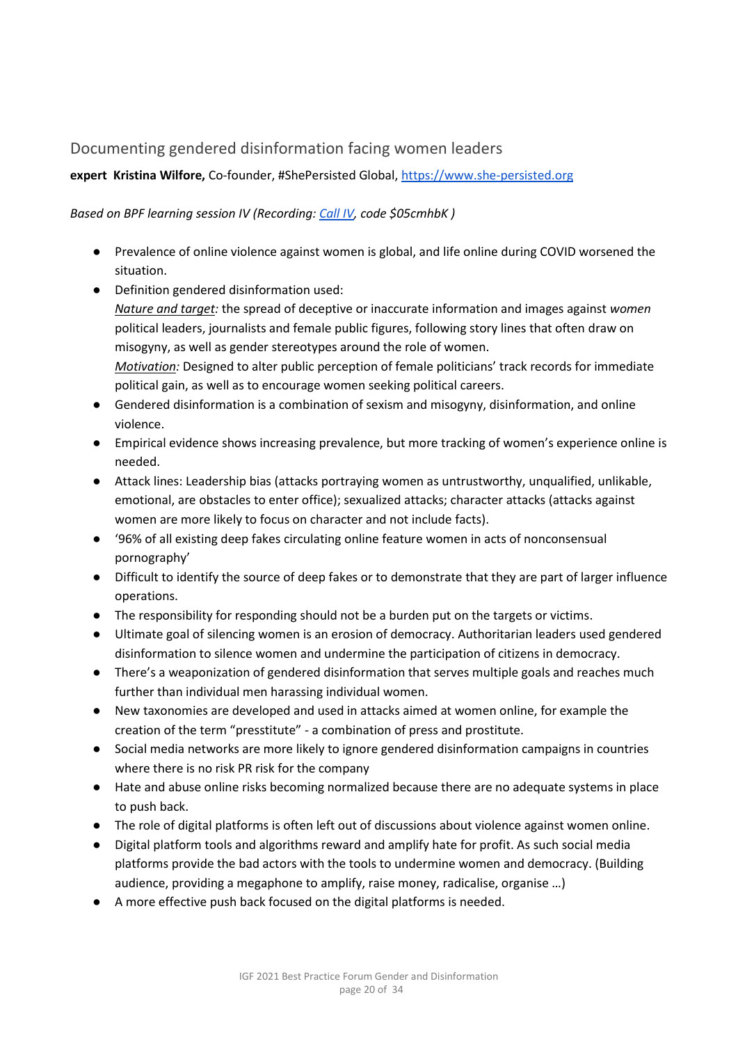## Documenting gendered disinformation facing women leaders

**expert Kristina Wilfore,** Co-founder, #ShePersisted Global, [https://www.she-persisted.org](https://www.she-persisted.org)

*Based on BPF learning session IV (Recording: [Call IV](), code $05cmhbK )*

- Prevalence of online violence against women is global, and life online during COVID worsened the situation.
- Definition gendered disinformation used:
  *Nature and target:* the spread of deceptive or inaccurate information and images against *women* political leaders, journalists and female public figures, following story lines that often draw on misogyny, as well as gender stereotypes around the role of women.
  *Motivation:* Designed to alter public perception of female politicians' track records for immediate political gain, as well as to encourage women seeking political careers.
- Gendered disinformation is a combination of sexism and misogyny, disinformation, and online violence.
- Empirical evidence shows increasing prevalence, but more tracking of women's experience online is needed.
- Attack lines: Leadership bias (attacks portraying women as untrustworthy, unqualified, unlikable, emotional, are obstacles to enter office); sexualized attacks; character attacks (attacks against women are more likely to focus on character and not include facts).
- '96% of all existing deep fakes circulating online feature women in acts of nonconsensual pornography'
- Difficult to identify the source of deep fakes or to demonstrate that they are part of larger influence operations.
- The responsibility for responding should not be a burden put on the targets or victims.
- Ultimate goal of silencing women is an erosion of democracy. Authoritarian leaders used gendered disinformation to silence women and undermine the participation of citizens in democracy.
- There's a weaponization of gendered disinformation that serves multiple goals and reaches much further than individual men harassing individual women.
- New taxonomies are developed and used in attacks aimed at women online, for example the creation of the term "presstitute" - a combination of press and prostitute.
- Social media networks are more likely to ignore gendered disinformation campaigns in countries where there is no risk PR risk for the company
- Hate and abuse online risks becoming normalized because there are no adequate systems in place to push back.
- The role of digital platforms is often left out of discussions about violence against women online.
- Digital platform tools and algorithms reward and amplify hate for profit. As such social media platforms provide the bad actors with the tools to undermine women and democracy. (Building audience, providing a megaphone to amplify, raise money, radicalise, organise …)
- A more effective push back focused on the digital platforms is needed.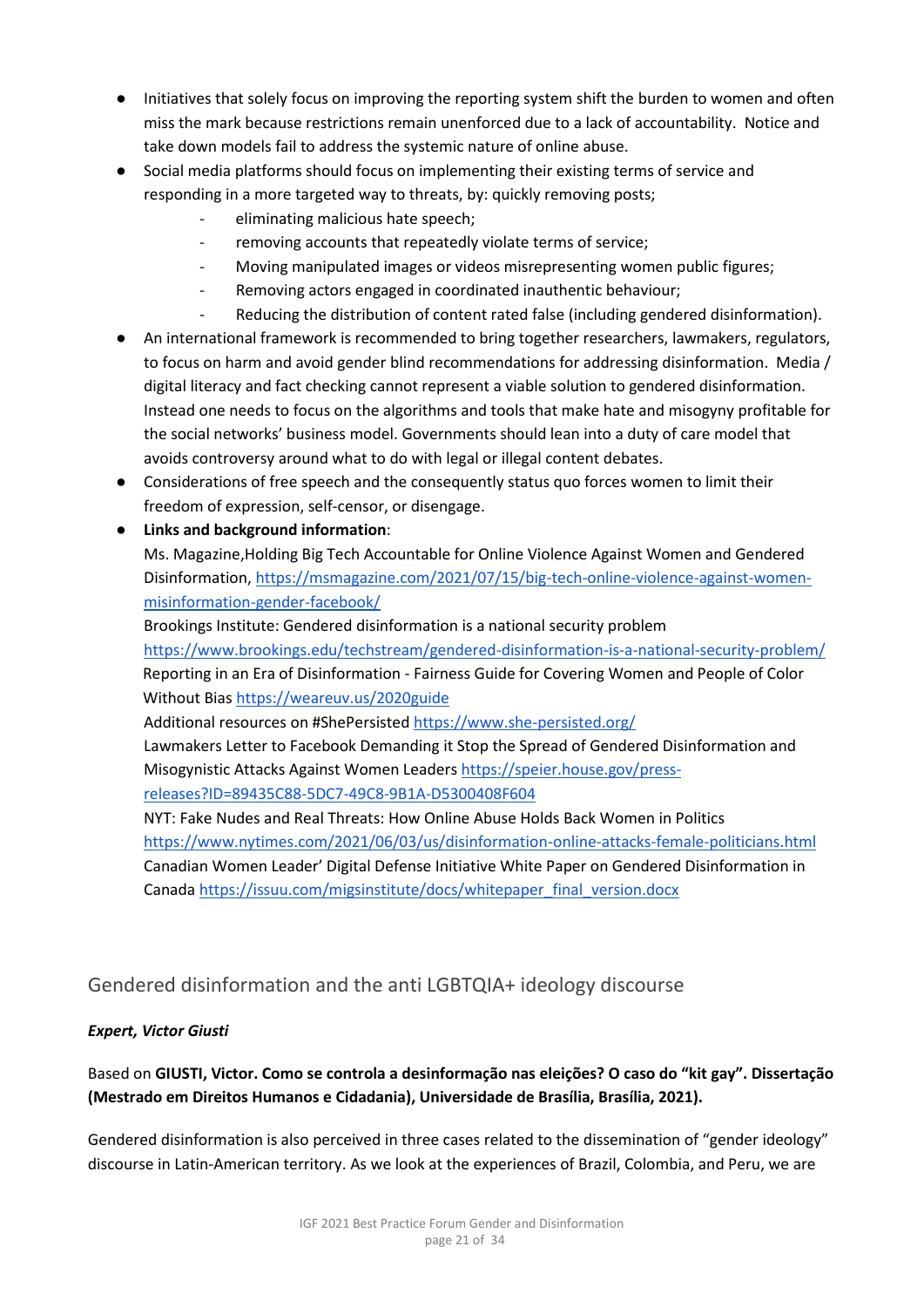- Initiatives that solely focus on improving the reporting system shift the burden to women and often miss the mark because restrictions remain unenforced due to a lack of accountability. Notice and take down models fail to address the systemic nature of online abuse.
- Social media platforms should focus on implementing their existing terms of service and responding in a more targeted way to threats, by: quickly removing posts;
    - eliminating malicious hate speech;
    - removing accounts that repeatedly violate terms of service;
    - Moving manipulated images or videos misrepresenting women public figures;
    - Removing actors engaged in coordinated inauthentic behaviour;
    - Reducing the distribution of content rated false (including gendered disinformation).
- An international framework is recommended to bring together researchers, lawmakers, regulators, to focus on harm and avoid gender blind recommendations for addressing disinformation. Media / digital literacy and fact checking cannot represent a viable solution to gendered disinformation. Instead one needs to focus on the algorithms and tools that make hate and misogyny profitable for the social networks' business model. Governments should lean into a duty of care model that avoids controversy around what to do with legal or illegal content debates.
- Considerations of free speech and the consequently status quo forces women to limit their freedom of expression, self-censor, or disengage.
- **Links and background information**:
  Ms. Magazine,Holding Big Tech Accountable for Online Violence Against Women and Gendered Disinformation, [https://msmagazine.com/2021/07/15/big-tech-online-violence-against-women-misinformation-gender-facebook/](https://msmagazine.com/2021/07/15/big-tech-online-violence-against-women-misinformation-gender-facebook/)
  Brookings Institute: Gendered disinformation is a national security problem [https://www.brookings.edu/techstream/gendered-disinformation-is-a-national-security-problem/](https://www.brookings.edu/techstream/gendered-disinformation-is-a-national-security-problem/)
  Reporting in an Era of Disinformation - Fairness Guide for Covering Women and People of Color Without Bias [https://weareuv.us/2020guide](https://weareuv.us/2020guide)
  Additional resources on #ShePersisted [https://www.she-persisted.org/](https://www.she-persisted.org/)
  Lawmakers Letter to Facebook Demanding it Stop the Spread of Gendered Disinformation and Misogynistic Attacks Against Women Leaders [https://speier.house.gov/press-releases?ID=89435C88-5DC7-49C8-9B1A-D5300408F604](https://speier.house.gov/press-releases?ID=89435C88-5DC7-49C8-9B1A-D5300408F604)
  NYT: Fake Nudes and Real Threats: How Online Abuse Holds Back Women in Politics [https://www.nytimes.com/2021/06/03/us/disinformation-online-attacks-female-politicians.html](https://www.nytimes.com/2021/06/03/us/disinformation-online-attacks-female-politicians.html)
  Canadian Women Leader' Digital Defense Initiative White Paper on Gendered Disinformation in Canada [https://issuu.com/migsinstitute/docs/whitepaper_final_version.docx](https://issuu.com/migsinstitute/docs/whitepaper_final_version.docx)

## Gendered disinformation and the anti LGBTQIA+ ideology discourse

***Expert, Victor Giusti***

Based on **GIUSTI, Victor. Como se controla a desinformação nas eleições? O caso do "kit gay". Dissertação (Mestrado em Direitos Humanos e Cidadania), Universidade de Brasília, Brasília, 2021).**

Gendered disinformation is also perceived in three cases related to the dissemination of "gender ideology" discourse in Latin-American territory. As we look at the experiences of Brazil, Colombia, and Peru, we are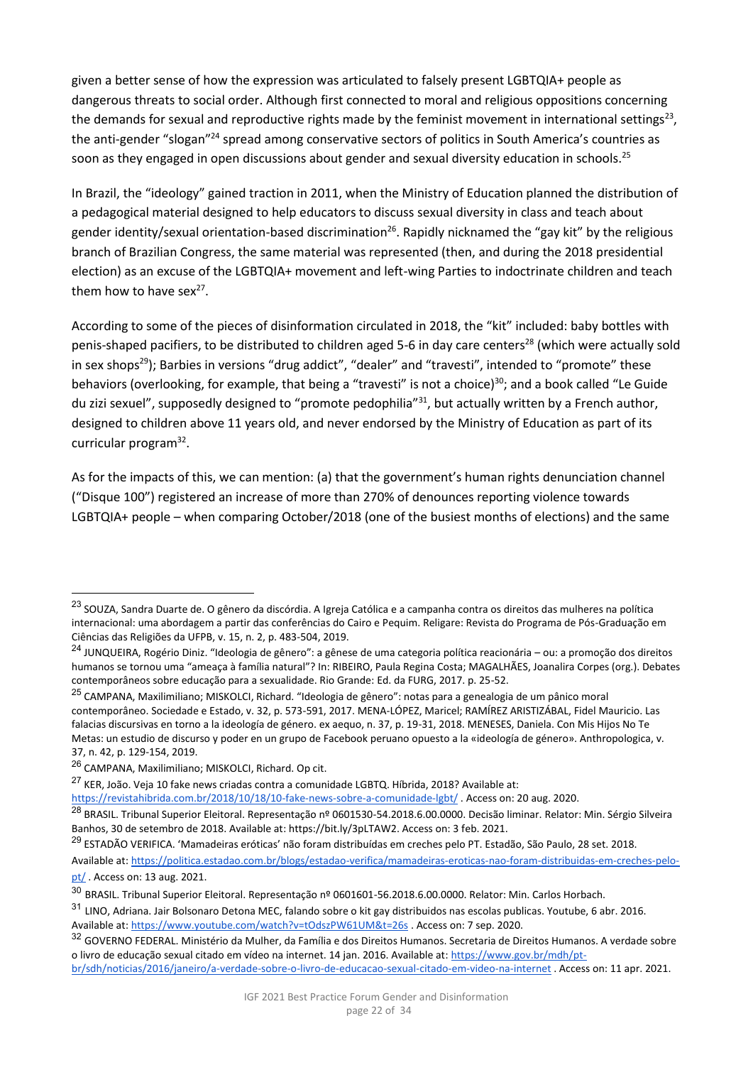given a better sense of how the expression was articulated to falsely present LGBTQIA+ people as dangerous threats to social order. Although first connected to moral and religious oppositions concerning the demands for sexual and reproductive rights made by the feminist movement in international settings[23], the anti-gender "slogan"[24] spread among conservative sectors of politics in South America's countries as soon as they engaged in open discussions about gender and sexual diversity education in schools.[25]

In Brazil, the "ideology" gained traction in 2011, when the Ministry of Education planned the distribution of a pedagogical material designed to help educators to discuss sexual diversity in class and teach about gender identity/sexual orientation-based discrimination[26]. Rapidly nicknamed the "gay kit" by the religious branch of Brazilian Congress, the same material was represented (then, and during the 2018 presidential election) as an excuse of the LGBTQIA+ movement and left-wing Parties to indoctrinate children and teach them how to have sex[27].

According to some of the pieces of disinformation circulated in 2018, the "kit" included: baby bottles with penis-shaped pacifiers, to be distributed to children aged 5-6 in day care centers[28] (which were actually sold in sex shops[29]); Barbies in versions "drug addict", "dealer" and "travesti", intended to "promote" these behaviors (overlooking, for example, that being a "travesti" is not a choice)[30]; and a book called "Le Guide du zizi sexuel", supposedly designed to "promote pedophilia"[31], but actually written by a French author, designed to children above 11 years old, and never endorsed by the Ministry of Education as part of its curricular program[32].

As for the impacts of this, we can mention: (a) that the government's human rights denunciation channel ("Disque 100") registered an increase of more than 270% of denounces reporting violence towards LGBTQIA+ people – when comparing October/2018 (one of the busiest months of elections) and the same

---

[23] SOUZA, Sandra Duarte de. O gênero da discórdia. A Igreja Católica e a campanha contra os direitos das mulheres na política internacional: uma abordagem a partir das conferências do Cairo e Pequim. Religare: Revista do Programa de Pós-Graduação em Ciências das Religiões da UFPB, v. 15, n. 2, p. 483-504, 2019.

[24] JUNQUEIRA, Rogério Diniz. "Ideologia de gênero": a gênese de uma categoria política reacionária – ou: a promoção dos direitos humanos se tornou uma "ameaça à família natural"? In: RIBEIRO, Paula Regina Costa; MAGALHÃES, Joanalira Corpes (org.). Debates contemporâneos sobre educação para a sexualidade. Rio Grande: Ed. da FURG, 2017. p. 25-52.

[25] CAMPANA, Maxilimiliano; MISKOLCI, Richard. "Ideologia de gênero": notas para a genealogia de um pânico moral contemporâneo. Sociedade e Estado, v. 32, p. 573-591, 2017. MENA-LÓPEZ, Maricel; RAMÍREZ ARISTIZÁBAL, Fidel Mauricio. Las falacias discursivas en torno a la ideología de género. ex aequo, n. 37, p. 19-31, 2018. MENESES, Daniela. Con Mis Hijos No Te Metas: un estudio de discurso y poder en un grupo de Facebook peruano opuesto a la «ideología de género». Anthropologica, v. 37, n. 42, p. 129-154, 2019.

[26] CAMPANA, Maxilimiliano; MISKOLCI, Richard. Op cit.

[27] KER, João. Veja 10 fake news criadas contra a comunidade LGBTQ. Híbrida, 2018? Available at: https://revistahibrida.com.br/2018/10/18/10-fake-news-sobre-a-comunidade-lgbt/ . Access on: 20 aug. 2020.

[28] BRASIL. Tribunal Superior Eleitoral. Representação nº 0601530-54.2018.6.00.0000. Decisão liminar. Relator: Min. Sérgio Silveira Banhos, 30 de setembro de 2018. Available at: https://bit.ly/3pLTAW2. Access on: 3 feb. 2021.

[29] ESTADÃO VERIFICA. 'Mamadeiras eróticas' não foram distribuídas em creches pelo PT. Estadão, São Paulo, 28 set. 2018. Available at: https://politica.estadao.com.br/blogs/estadao-verifica/mamadeiras-eroticas-nao-foram-distribuidas-em-creches-pelo-pt/ . Access on: 13 aug. 2021.

[30] BRASIL. Tribunal Superior Eleitoral. Representação nº 0601601-56.2018.6.00.0000. Relator: Min. Carlos Horbach.

[31] LINO, Adriana. Jair Bolsonaro Detona MEC, falando sobre o kit gay distribuidos nas escolas publicas. Youtube, 6 abr. 2016. Available at: https://www.youtube.com/watch?v=tOdszPW61UM&t=26s . Access on: 7 sep. 2020.

[32] GOVERNO FEDERAL. Ministério da Mulher, da Família e dos Direitos Humanos. Secretaria de Direitos Humanos. A verdade sobre o livro de educação sexual citado em vídeo na internet. 14 jan. 2016. Available at: https://www.gov.br/mdh/pt-br/sdh/noticias/2016/janeiro/a-verdade-sobre-o-livro-de-educacao-sexual-citado-em-video-na-internet . Access on: 11 apr. 2021.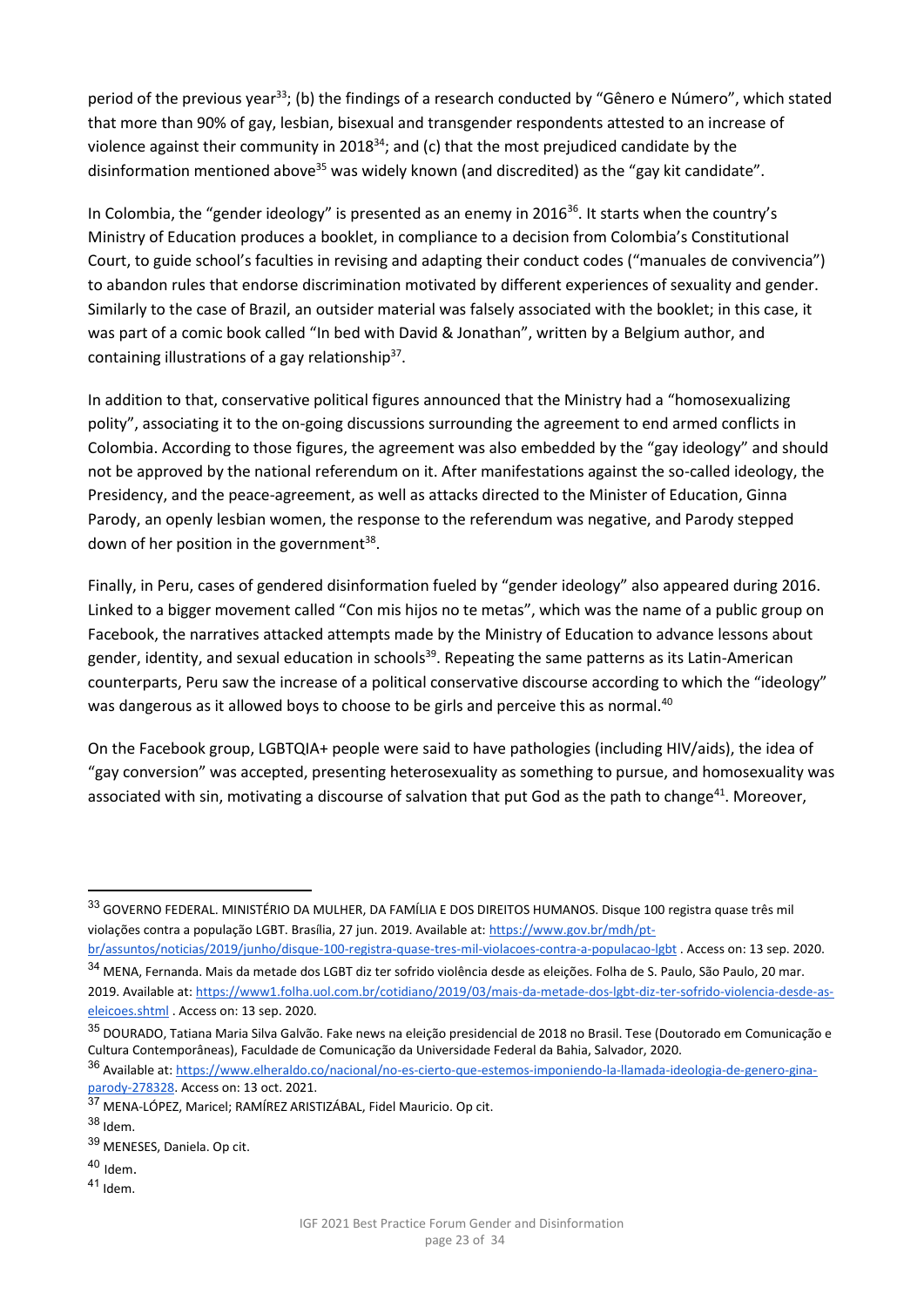period of the previous year[33]; (b) the findings of a research conducted by "Gênero e Número", which stated that more than 90% of gay, lesbian, bisexual and transgender respondents attested to an increase of violence against their community in 2018[34]; and (c) that the most prejudiced candidate by the disinformation mentioned above[35] was widely known (and discredited) as the "gay kit candidate".

In Colombia, the "gender ideology" is presented as an enemy in 2016[36]. It starts when the country's Ministry of Education produces a booklet, in compliance to a decision from Colombia's Constitutional Court, to guide school's faculties in revising and adapting their conduct codes ("manuales de convivencia") to abandon rules that endorse discrimination motivated by different experiences of sexuality and gender. Similarly to the case of Brazil, an outsider material was falsely associated with the booklet; in this case, it was part of a comic book called "In bed with David & Jonathan", written by a Belgium author, and containing illustrations of a gay relationship[37].

In addition to that, conservative political figures announced that the Ministry had a "homosexualizing polity", associating it to the on-going discussions surrounding the agreement to end armed conflicts in Colombia. According to those figures, the agreement was also embedded by the "gay ideology" and should not be approved by the national referendum on it. After manifestations against the so-called ideology, the Presidency, and the peace-agreement, as well as attacks directed to the Minister of Education, Ginna Parody, an openly lesbian women, the response to the referendum was negative, and Parody stepped down of her position in the government[38].

Finally, in Peru, cases of gendered disinformation fueled by "gender ideology" also appeared during 2016. Linked to a bigger movement called "Con mis hijos no te metas", which was the name of a public group on Facebook, the narratives attacked attempts made by the Ministry of Education to advance lessons about gender, identity, and sexual education in schools[39]. Repeating the same patterns as its Latin-American counterparts, Peru saw the increase of a political conservative discourse according to which the "ideology" was dangerous as it allowed boys to choose to be girls and perceive this as normal.[40]

On the Facebook group, LGBTQIA+ people were said to have pathologies (including HIV/aids), the idea of "gay conversion" was accepted, presenting heterosexuality as something to pursue, and homosexuality was associated with sin, motivating a discourse of salvation that put God as the path to change[41]. Moreover,

---

[33] GOVERNO FEDERAL. MINISTÉRIO DA MULHER, DA FAMÍLIA E DOS DIREITOS HUMANOS. Disque 100 registra quase três mil violações contra a população LGBT. Brasília, 27 jun. 2019. Available at: https://www.gov.br/mdh/pt-br/assuntos/noticias/2019/junho/disque-100-registra-quase-tres-mil-violacoes-contra-a-populacao-lgbt . Access on: 13 sep. 2020.

[34] MENA, Fernanda. Mais da metade dos LGBT diz ter sofrido violência desde as eleições. Folha de S. Paulo, São Paulo, 20 mar. 2019. Available at: https://www1.folha.uol.com.br/cotidiano/2019/03/mais-da-metade-dos-lgbt-diz-ter-sofrido-violencia-desde-as-eleicoes.shtml . Access on: 13 sep. 2020.

[35] DOURADO, Tatiana Maria Silva Galvão. Fake news na eleição presidencial de 2018 no Brasil. Tese (Doutorado em Comunicação e Cultura Contemporâneas), Faculdade de Comunicação da Universidade Federal da Bahia, Salvador, 2020.

[36] Available at: https://www.elheraldo.co/nacional/no-es-cierto-que-estemos-imponiendo-la-llamada-ideologia-de-genero-gina-parody-278328. Access on: 13 oct. 2021.

[37] MENA-LÓPEZ, Maricel; RAMÍREZ ARISTIZÁBAL, Fidel Mauricio. Op cit.

[38] Idem.

[39] MENESES, Daniela. Op cit.

[40] Idem.

[41] Idem.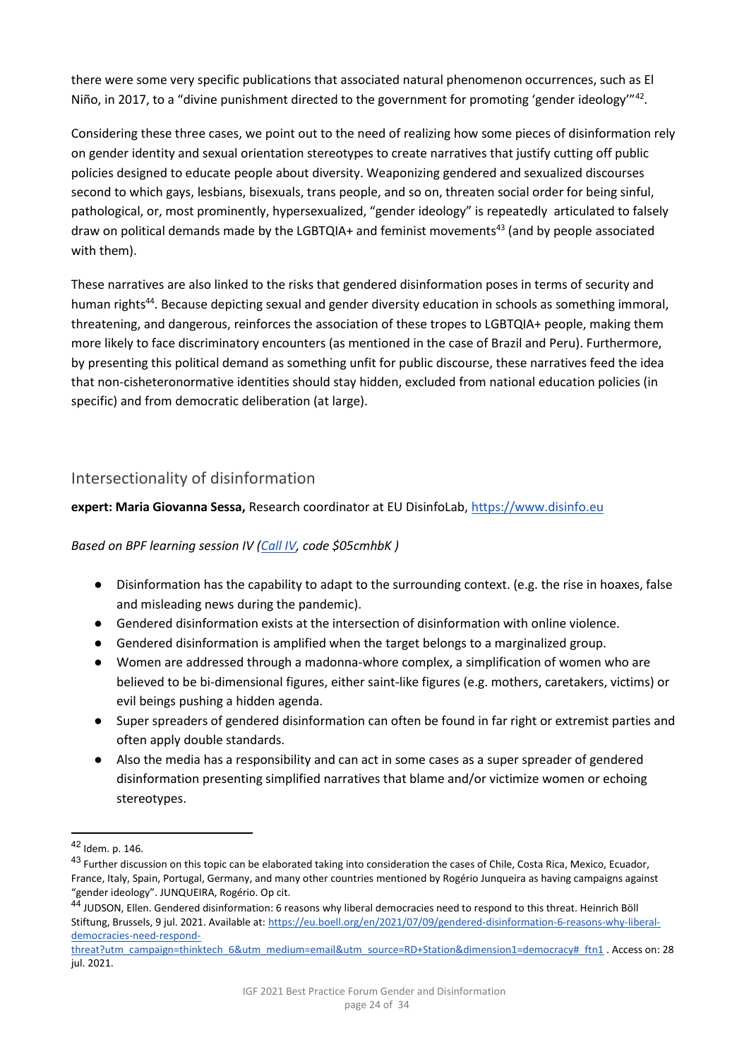there were some very specific publications that associated natural phenomenon occurrences, such as El Niño, in 2017, to a "divine punishment directed to the government for promoting 'gender ideology'"[42].

Considering these three cases, we point out to the need of realizing how some pieces of disinformation rely on gender identity and sexual orientation stereotypes to create narratives that justify cutting off public policies designed to educate people about diversity. Weaponizing gendered and sexualized discourses second to which gays, lesbians, bisexuals, trans people, and so on, threaten social order for being sinful, pathological, or, most prominently, hypersexualized, "gender ideology" is repeatedly articulated to falsely draw on political demands made by the LGBTQIA+ and feminist movements[43] (and by people associated with them).

These narratives are also linked to the risks that gendered disinformation poses in terms of security and human rights[44]. Because depicting sexual and gender diversity education in schools as something immoral, threatening, and dangerous, reinforces the association of these tropes to LGBTQIA+ people, making them more likely to face discriminatory encounters (as mentioned in the case of Brazil and Peru). Furthermore, by presenting this political demand as something unfit for public discourse, these narratives feed the idea that non-cisheteronormative identities should stay hidden, excluded from national education policies (in specific) and from democratic deliberation (at large).

## Intersectionality of disinformation

**expert: Maria Giovanna Sessa,** Research coordinator at EU DisinfoLab, https://www.disinfo.eu

*Based on BPF learning session IV (Call IV, code $05cmhbK )*

- Disinformation has the capability to adapt to the surrounding context. (e.g. the rise in hoaxes, false and misleading news during the pandemic).
- Gendered disinformation exists at the intersection of disinformation with online violence.
- Gendered disinformation is amplified when the target belongs to a marginalized group.
- Women are addressed through a madonna-whore complex, a simplification of women who are believed to be bi-dimensional figures, either saint-like figures (e.g. mothers, caretakers, victims) or evil beings pushing a hidden agenda.
- Super spreaders of gendered disinformation can often be found in far right or extremist parties and often apply double standards.
- Also the media has a responsibility and can act in some cases as a super spreader of gendered disinformation presenting simplified narratives that blame and/or victimize women or echoing stereotypes.

---

[42] Idem. p. 146.

[43] Further discussion on this topic can be elaborated taking into consideration the cases of Chile, Costa Rica, Mexico, Ecuador, France, Italy, Spain, Portugal, Germany, and many other countries mentioned by Rogério Junqueira as having campaigns against "gender ideology". JUNQUEIRA, Rogério. Op cit.

[44] JUDSON, Ellen. Gendered disinformation: 6 reasons why liberal democracies need to respond to this threat. Heinrich Böll Stiftung, Brussels, 9 jul. 2021. Available at: https://eu.boell.org/en/2021/07/09/gendered-disinformation-6-reasons-why-liberal-democracies-need-respond-threat?utm_campaign=thinktech_6&utm_medium=email&utm_source=RD+Station&dimension1=democracy#_ftn1 . Access on: 28 jul. 2021.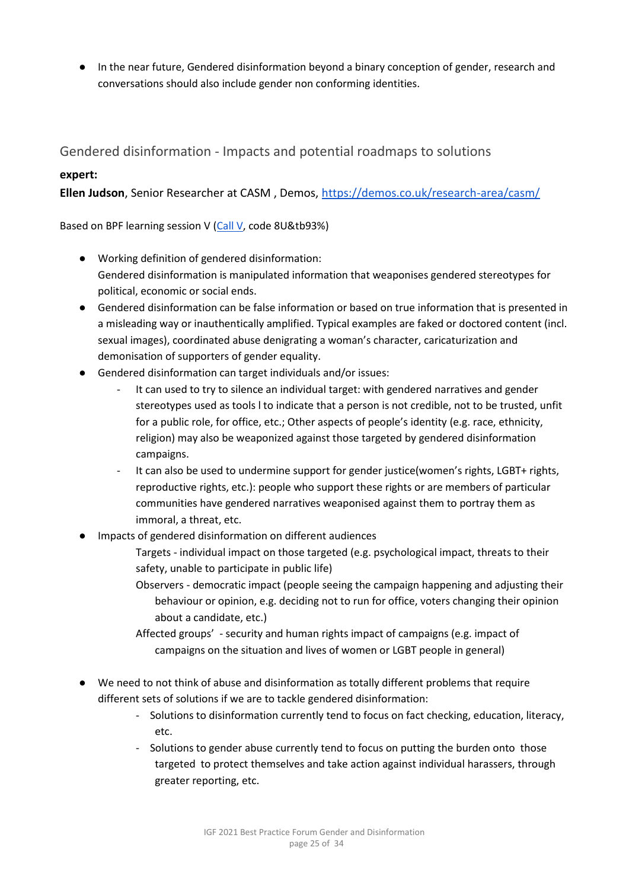- In the near future, Gendered disinformation beyond a binary conception of gender, research and conversations should also include gender non conforming identities.

## Gendered disinformation - Impacts and potential roadmaps to solutions

**expert:**

**Ellen Judson**, Senior Researcher at CASM , Demos, https://demos.co.uk/research-area/casm/

Based on BPF learning session V (Call V, code 8U&tb93%)

- Working definition of gendered disinformation:
  Gendered disinformation is manipulated information that weaponises gendered stereotypes for political, economic or social ends.
- Gendered disinformation can be false information or based on true information that is presented in a misleading way or inauthentically amplified. Typical examples are faked or doctored content (incl. sexual images), coordinated abuse denigrating a woman's character, caricaturization and demonisation of supporters of gender equality.
- Gendered disinformation can target individuals and/or issues:
  - It can used to try to silence an individual target: with gendered narratives and gender stereotypes used as tools l to indicate that a person is not credible, not to be trusted, unfit for a public role, for office, etc.; Other aspects of people's identity (e.g. race, ethnicity, religion) may also be weaponized against those targeted by gendered disinformation campaigns.
  - It can also be used to undermine support for gender justice(women's rights, LGBT+ rights, reproductive rights, etc.): people who support these rights or are members of particular communities have gendered narratives weaponised against them to portray them as immoral, a threat, etc.
- Impacts of gendered disinformation on different audiences

  Targets - individual impact on those targeted (e.g. psychological impact, threats to their safety, unable to participate in public life)

  Observers - democratic impact (people seeing the campaign happening and adjusting their behaviour or opinion, e.g. deciding not to run for office, voters changing their opinion about a candidate, etc.)

  Affected groups' - security and human rights impact of campaigns (e.g. impact of campaigns on the situation and lives of women or LGBT people in general)

- We need to not think of abuse and disinformation as totally different problems that require different sets of solutions if we are to tackle gendered disinformation:
  - Solutions to disinformation currently tend to focus on fact checking, education, literacy, etc.
  - Solutions to gender abuse currently tend to focus on putting the burden onto those targeted to protect themselves and take action against individual harassers, through greater reporting, etc.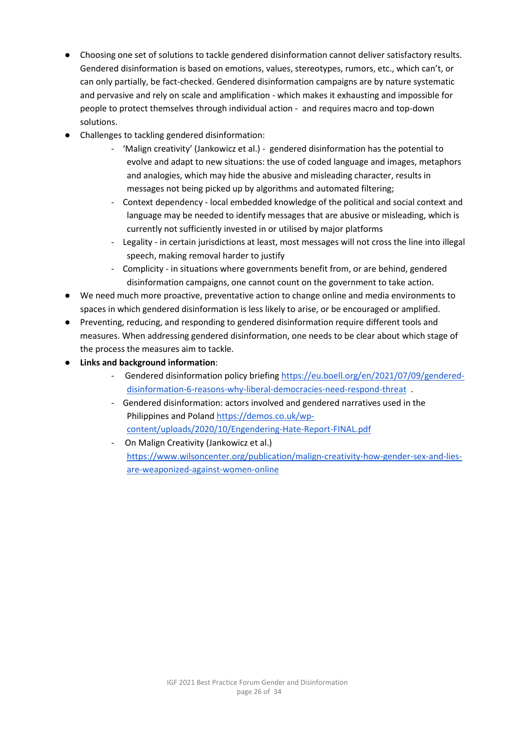- Choosing one set of solutions to tackle gendered disinformation cannot deliver satisfactory results. Gendered disinformation is based on emotions, values, stereotypes, rumors, etc., which can't, or can only partially, be fact-checked. Gendered disinformation campaigns are by nature systematic and pervasive and rely on scale and amplification - which makes it exhausting and impossible for people to protect themselves through individual action - and requires macro and top-down solutions.
- Challenges to tackling gendered disinformation:
    - 'Malign creativity' (Jankowicz et al.) - gendered disinformation has the potential to evolve and adapt to new situations: the use of coded language and images, metaphors and analogies, which may hide the abusive and misleading character, results in messages not being picked up by algorithms and automated filtering;
    - Context dependency - local embedded knowledge of the political and social context and language may be needed to identify messages that are abusive or misleading, which is currently not sufficiently invested in or utilised by major platforms
    - Legality - in certain jurisdictions at least, most messages will not cross the line into illegal speech, making removal harder to justify
    - Complicity - in situations where governments benefit from, or are behind, gendered disinformation campaigns, one cannot count on the government to take action.
- We need much more proactive, preventative action to change online and media environments to spaces in which gendered disinformation is less likely to arise, or be encouraged or amplified.
- Preventing, reducing, and responding to gendered disinformation require different tools and measures. When addressing gendered disinformation, one needs to be clear about which stage of the process the measures aim to tackle.
- **Links and background information**:
    - Gendered disinformation policy briefing [https://eu.boell.org/en/2021/07/09/gendered-disinformation-6-reasons-why-liberal-democracies-need-respond-threat](https://eu.boell.org/en/2021/07/09/gendered-disinformation-6-reasons-why-liberal-democracies-need-respond-threat) .
    - Gendered disinformation: actors involved and gendered narratives used in the Philippines and Poland [https://demos.co.uk/wp-content/uploads/2020/10/Engendering-Hate-Report-FINAL.pdf](https://demos.co.uk/wp-content/uploads/2020/10/Engendering-Hate-Report-FINAL.pdf)
    - On Malign Creativity (Jankowicz et al.) [https://www.wilsoncenter.org/publication/malign-creativity-how-gender-sex-and-lies-are-weaponized-against-women-online](https://www.wilsoncenter.org/publication/malign-creativity-how-gender-sex-and-lies-are-weaponized-against-women-online)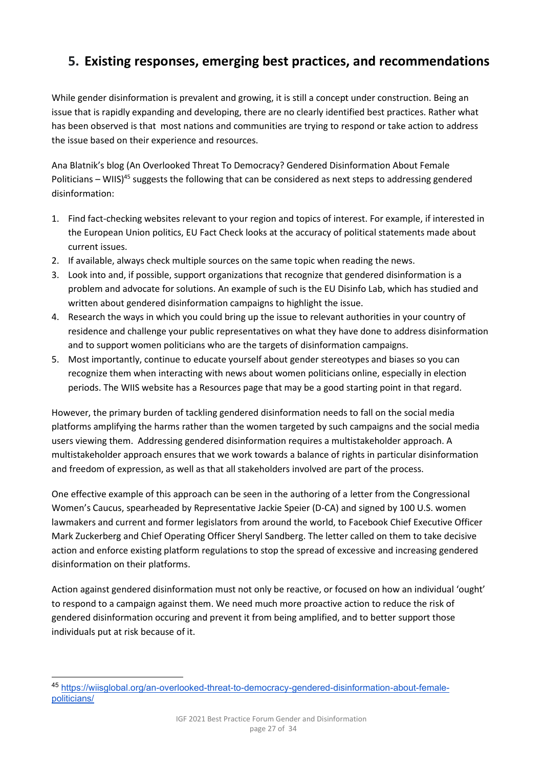## 5. Existing responses, emerging best practices, and recommendations

While gender disinformation is prevalent and growing, it is still a concept under construction. Being an issue that is rapidly expanding and developing, there are no clearly identified best practices. Rather what has been observed is that most nations and communities are trying to respond or take action to address the issue based on their experience and resources.

Ana Blatnik's blog (An Overlooked Threat To Democracy? Gendered Disinformation About Female Politicians – WIIS)[45] suggests the following that can be considered as next steps to addressing gendered disinformation:

1. Find fact-checking websites relevant to your region and topics of interest. For example, if interested in the European Union politics, EU Fact Check looks at the accuracy of political statements made about current issues.
2. If available, always check multiple sources on the same topic when reading the news.
3. Look into and, if possible, support organizations that recognize that gendered disinformation is a problem and advocate for solutions. An example of such is the EU Disinfo Lab, which has studied and written about gendered disinformation campaigns to highlight the issue.
4. Research the ways in which you could bring up the issue to relevant authorities in your country of residence and challenge your public representatives on what they have done to address disinformation and to support women politicians who are the targets of disinformation campaigns.
5. Most importantly, continue to educate yourself about gender stereotypes and biases so you can recognize them when interacting with news about women politicians online, especially in election periods. The WIIS website has a Resources page that may be a good starting point in that regard.

However, the primary burden of tackling gendered disinformation needs to fall on the social media platforms amplifying the harms rather than the women targeted by such campaigns and the social media users viewing them. Addressing gendered disinformation requires a multistakeholder approach. A multistakeholder approach ensures that we work towards a balance of rights in particular disinformation and freedom of expression, as well as that all stakeholders involved are part of the process.

One effective example of this approach can be seen in the authoring of a letter from the Congressional Women's Caucus, spearheaded by Representative Jackie Speier (D-CA) and signed by 100 U.S. women lawmakers and current and former legislators from around the world, to Facebook Chief Executive Officer Mark Zuckerberg and Chief Operating Officer Sheryl Sandberg. The letter called on them to take decisive action and enforce existing platform regulations to stop the spread of excessive and increasing gendered disinformation on their platforms.

Action against gendered disinformation must not only be reactive, or focused on how an individual 'ought' to respond to a campaign against them. We need much more proactive action to reduce the risk of gendered disinformation occuring and prevent it from being amplified, and to better support those individuals put at risk because of it.

---

[45] https://wiisglobal.org/an-overlooked-threat-to-democracy-gendered-disinformation-about-female-politicians/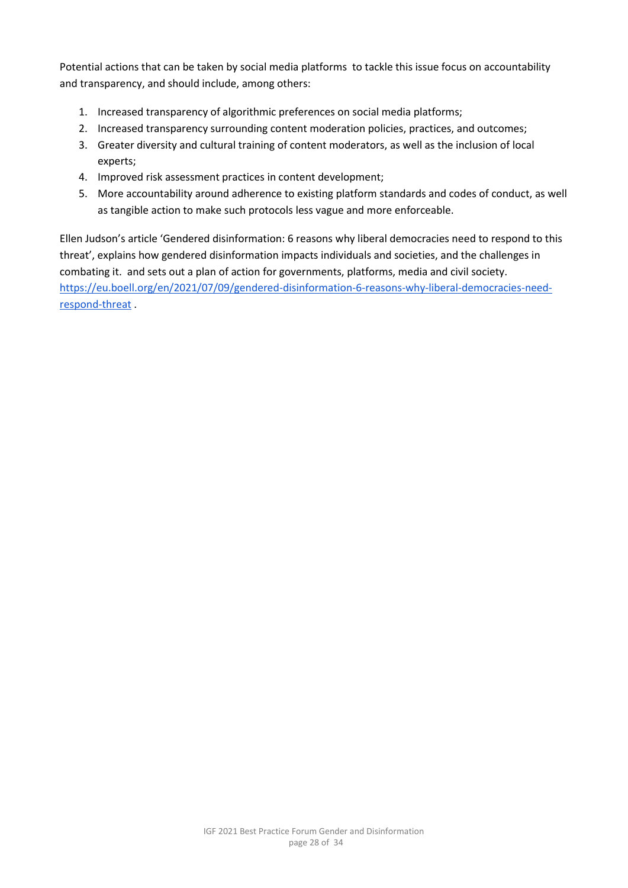Potential actions that can be taken by social media platforms to tackle this issue focus on accountability and transparency, and should include, among others:

1. Increased transparency of algorithmic preferences on social media platforms;
2. Increased transparency surrounding content moderation policies, practices, and outcomes;
3. Greater diversity and cultural training of content moderators, as well as the inclusion of local experts;
4. Improved risk assessment practices in content development;
5. More accountability around adherence to existing platform standards and codes of conduct, as well as tangible action to make such protocols less vague and more enforceable.

Ellen Judson's article 'Gendered disinformation: 6 reasons why liberal democracies need to respond to this threat', explains how gendered disinformation impacts individuals and societies, and the challenges in combating it. and sets out a plan of action for governments, platforms, media and civil society. [https://eu.boell.org/en/2021/07/09/gendered-disinformation-6-reasons-why-liberal-democracies-need-respond-threat](https://eu.boell.org/en/2021/07/09/gendered-disinformation-6-reasons-why-liberal-democracies-need-respond-threat) .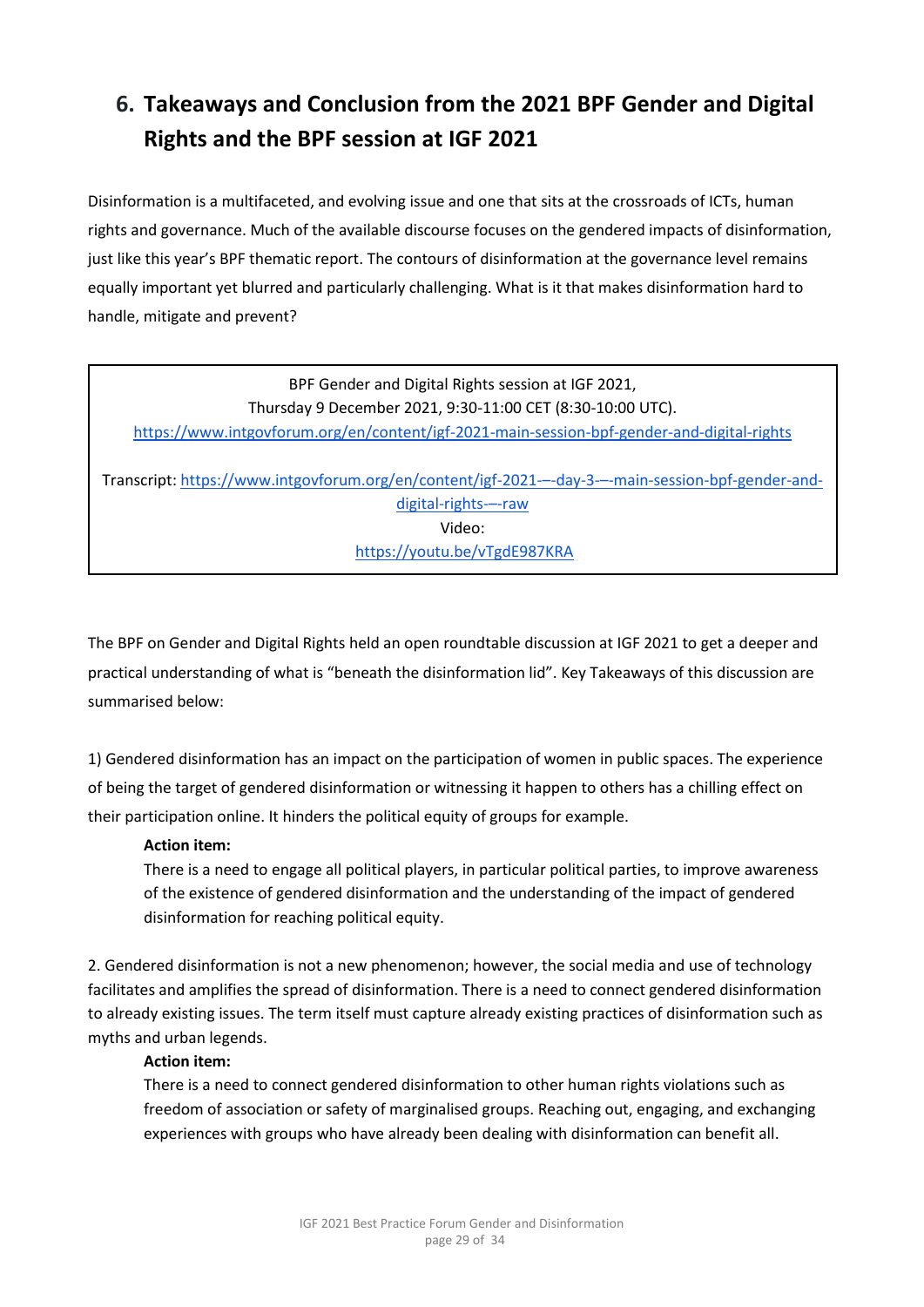## 6. Takeaways and Conclusion from the 2021 BPF Gender and Digital Rights and the BPF session at IGF 2021

Disinformation is a multifaceted, and evolving issue and one that sits at the crossroads of ICTs, human rights and governance. Much of the available discourse focuses on the gendered impacts of disinformation, just like this year's BPF thematic report. The contours of disinformation at the governance level remains equally important yet blurred and particularly challenging. What is it that makes disinformation hard to handle, mitigate and prevent?

> BPF Gender and Digital Rights session at IGF 2021,
> Thursday 9 December 2021, 9:30-11:00 CET (8:30-10:00 UTC).
> https://www.intgovforum.org/en/content/igf-2021-main-session-bpf-gender-and-digital-rights
>
> Transcript: https://www.intgovforum.org/en/content/igf-2021-–-day-3-–-main-session-bpf-gender-and-digital-rights-–-raw
> Video:
> https://youtu.be/vTgdE987KRA

The BPF on Gender and Digital Rights held an open roundtable discussion at IGF 2021 to get a deeper and practical understanding of what is "beneath the disinformation lid". Key Takeaways of this discussion are summarised below:

1) Gendered disinformation has an impact on the participation of women in public spaces. The experience of being the target of gendered disinformation or witnessing it happen to others has a chilling effect on their participation online. It hinders the political equity of groups for example.

> **Action item:**
> There is a need to engage all political players, in particular political parties, to improve awareness of the existence of gendered disinformation and the understanding of the impact of gendered disinformation for reaching political equity.

2. Gendered disinformation is not a new phenomenon; however, the social media and use of technology facilitates and amplifies the spread of disinformation. There is a need to connect gendered disinformation to already existing issues. The term itself must capture already existing practices of disinformation such as myths and urban legends.

> **Action item:**
> There is a need to connect gendered disinformation to other human rights violations such as freedom of association or safety of marginalised groups. Reaching out, engaging, and exchanging experiences with groups who have already been dealing with disinformation can benefit all.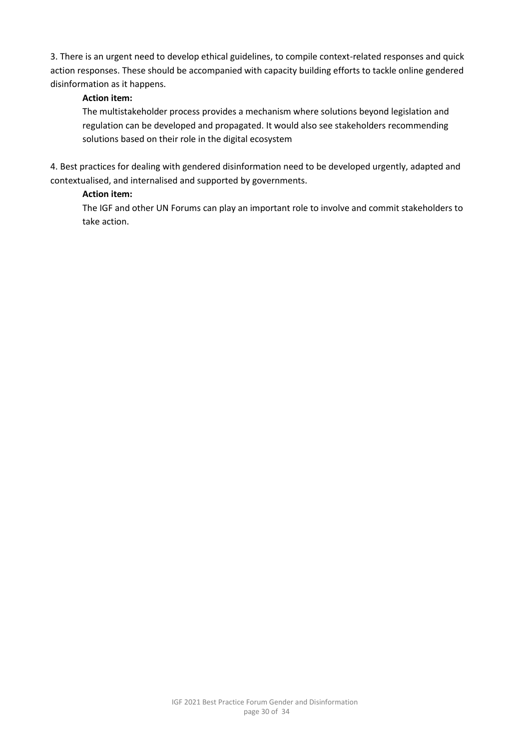3. There is an urgent need to develop ethical guidelines, to compile context-related responses and quick action responses. These should be accompanied with capacity building efforts to tackle online gendered disinformation as it happens.

> **Action item:**
>
> The multistakeholder process provides a mechanism where solutions beyond legislation and regulation can be developed and propagated. It would also see stakeholders recommending solutions based on their role in the digital ecosystem

4. Best practices for dealing with gendered disinformation need to be developed urgently, adapted and contextualised, and internalised and supported by governments.

> **Action item:**
>
> The IGF and other UN Forums can play an important role to involve and commit stakeholders to take action.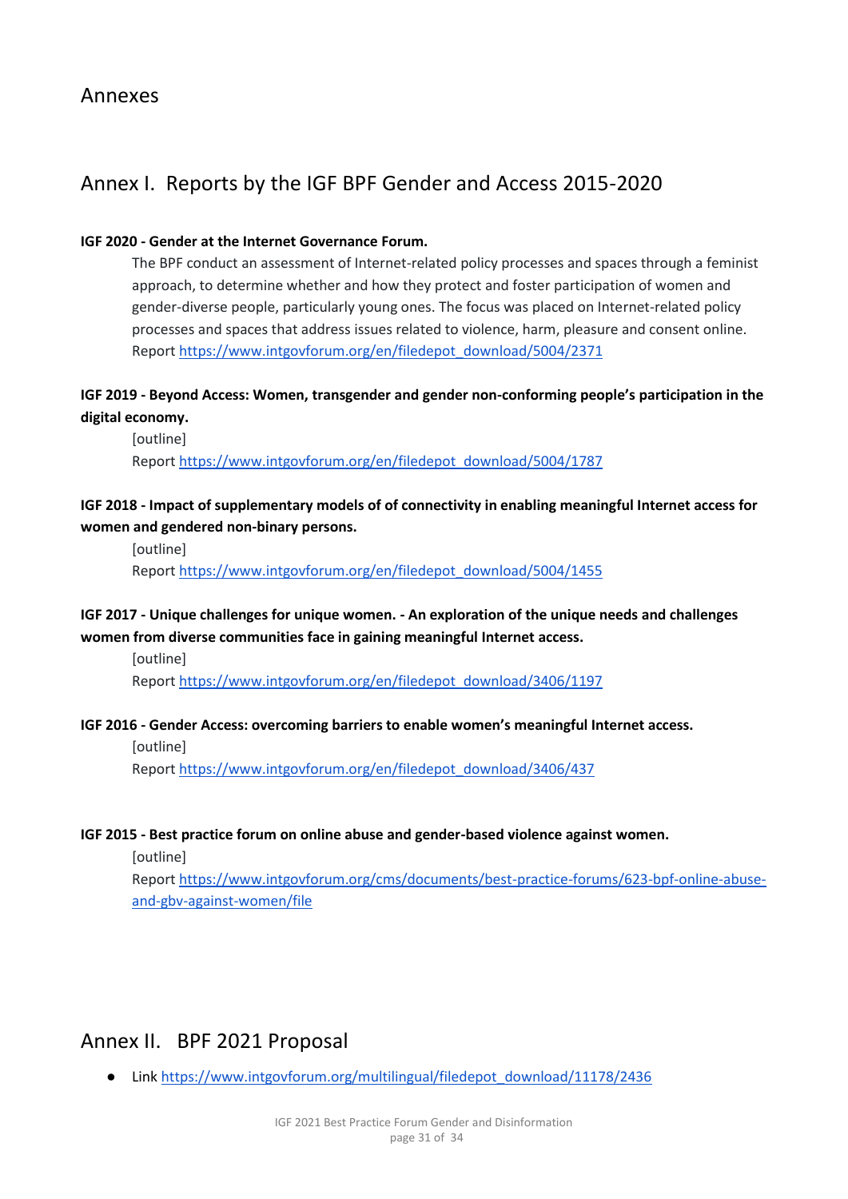# Annexes

## Annex I. Reports by the IGF BPF Gender and Access 2015-2020

**IGF 2020 - Gender at the Internet Governance Forum.**

The BPF conduct an assessment of Internet-related policy processes and spaces through a feminist approach, to determine whether and how they protect and foster participation of women and gender-diverse people, particularly young ones. The focus was placed on Internet-related policy processes and spaces that address issues related to violence, harm, pleasure and consent online. Report https://www.intgovforum.org/en/filedepot_download/5004/2371

**IGF 2019 - Beyond Access: Women, transgender and gender non-conforming people's participation in the digital economy.**

[outline]
Report https://www.intgovforum.org/en/filedepot_download/5004/1787

**IGF 2018 - Impact of supplementary models of of connectivity in enabling meaningful Internet access for women and gendered non-binary persons.**

[outline]
Report https://www.intgovforum.org/en/filedepot_download/5004/1455

**IGF 2017 - Unique challenges for unique women. - An exploration of the unique needs and challenges women from diverse communities face in gaining meaningful Internet access.**

[outline]
Report https://www.intgovforum.org/en/filedepot_download/3406/1197

**IGF 2016 - Gender Access: overcoming barriers to enable women's meaningful Internet access.**

[outline]
Report https://www.intgovforum.org/en/filedepot_download/3406/437

**IGF 2015 - Best practice forum on online abuse and gender-based violence against women.**

[outline]
Report https://www.intgovforum.org/cms/documents/best-practice-forums/623-bpf-online-abuse-and-gbv-against-women/file

## Annex II. BPF 2021 Proposal

- Link https://www.intgovforum.org/multilingual/filedepot_download/11178/2436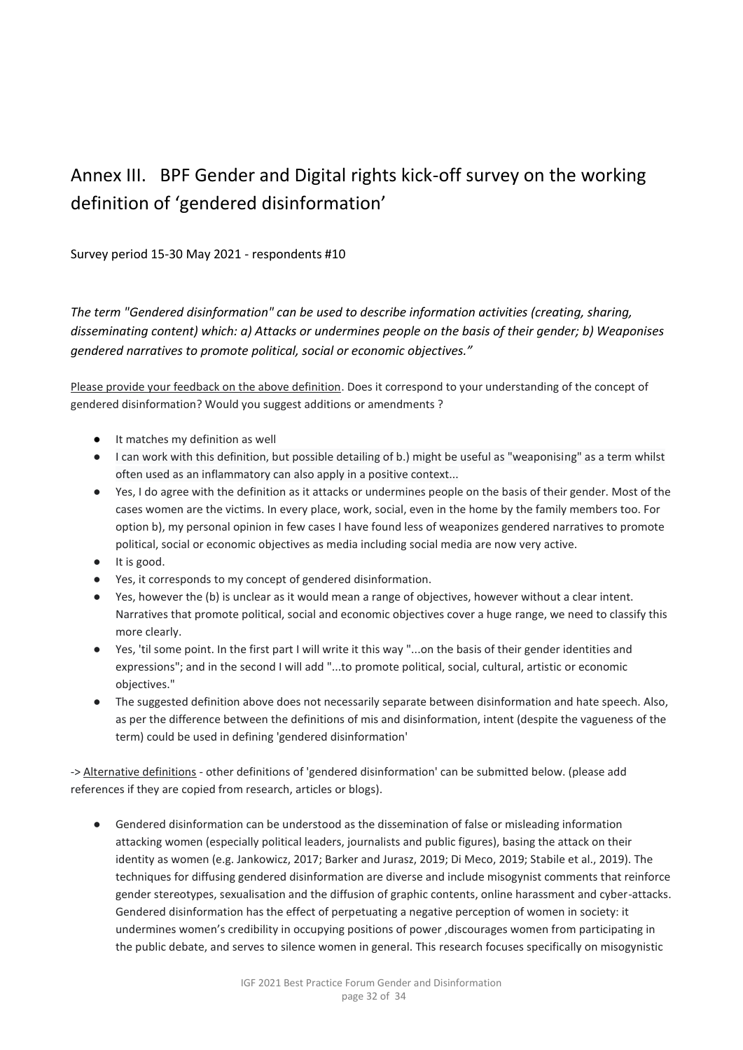# Annex III. BPF Gender and Digital rights kick-off survey on the working definition of 'gendered disinformation'

Survey period 15-30 May 2021 - respondents #10

*The term "Gendered disinformation" can be used to describe information activities (creating, sharing, disseminating content) which: a) Attacks or undermines people on the basis of their gender; b) Weaponises gendered narratives to promote political, social or economic objectives."*

Please provide your feedback on the above definition. Does it correspond to your understanding of the concept of gendered disinformation? Would you suggest additions or amendments ?

- It matches my definition as well
- I can work with this definition, but possible detailing of b.) might be useful as "weaponising" as a term whilst often used as an inflammatory can also apply in a positive context...
- Yes, I do agree with the definition as it attacks or undermines people on the basis of their gender. Most of the cases women are the victims. In every place, work, social, even in the home by the family members too. For option b), my personal opinion in few cases I have found less of weaponizes gendered narratives to promote political, social or economic objectives as media including social media are now very active.
- It is good.
- Yes, it corresponds to my concept of gendered disinformation.
- Yes, however the (b) is unclear as it would mean a range of objectives, however without a clear intent. Narratives that promote political, social and economic objectives cover a huge range, we need to classify this more clearly.
- Yes, 'til some point. In the first part I will write it this way "...on the basis of their gender identities and expressions"; and in the second I will add "...to promote political, social, cultural, artistic or economic objectives."
- The suggested definition above does not necessarily separate between disinformation and hate speech. Also, as per the difference between the definitions of mis and disinformation, intent (despite the vagueness of the term) could be used in defining 'gendered disinformation'

-> Alternative definitions - other definitions of 'gendered disinformation' can be submitted below. (please add references if they are copied from research, articles or blogs).

- Gendered disinformation can be understood as the dissemination of false or misleading information attacking women (especially political leaders, journalists and public figures), basing the attack on their identity as women (e.g. Jankowicz, 2017; Barker and Jurasz, 2019; Di Meco, 2019; Stabile et al., 2019). The techniques for diffusing gendered disinformation are diverse and include misogynist comments that reinforce gender stereotypes, sexualisation and the diffusion of graphic contents, online harassment and cyber-attacks. Gendered disinformation has the effect of perpetuating a negative perception of women in society: it undermines women's credibility in occupying positions of power ,discourages women from participating in the public debate, and serves to silence women in general. This research focuses specifically on misogynistic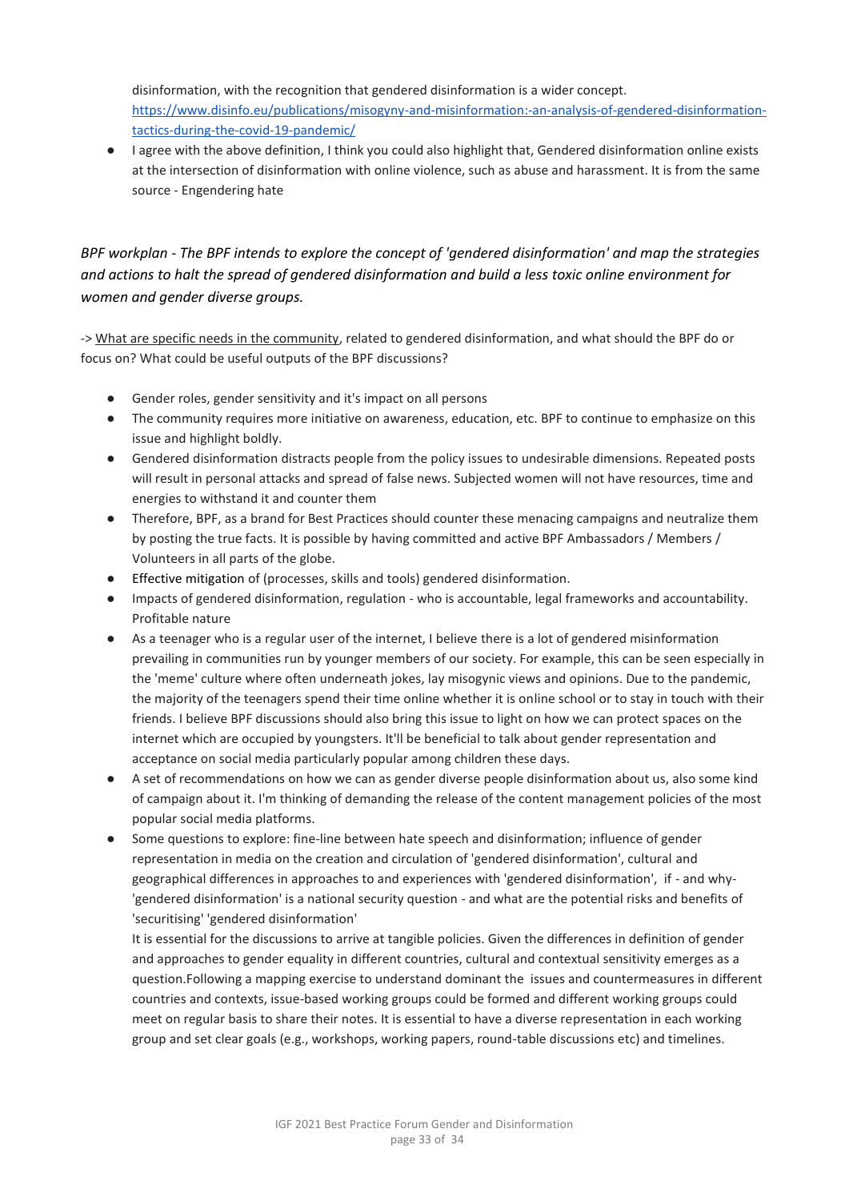disinformation, with the recognition that gendered disinformation is a wider concept. https://www.disinfo.eu/publications/misogyny-and-misinformation:-an-analysis-of-gendered-disinformation-tactics-during-the-covid-19-pandemic/

- I agree with the above definition, I think you could also highlight that, Gendered disinformation online exists at the intersection of disinformation with online violence, such as abuse and harassment. It is from the same source - Engendering hate

*BPF workplan - The BPF intends to explore the concept of 'gendered disinformation' and map the strategies and actions to halt the spread of gendered disinformation and build a less toxic online environment for women and gender diverse groups.*

-> What are specific needs in the community, related to gendered disinformation, and what should the BPF do or focus on? What could be useful outputs of the BPF discussions?

- Gender roles, gender sensitivity and it's impact on all persons
- The community requires more initiative on awareness, education, etc. BPF to continue to emphasize on this issue and highlight boldly.
- Gendered disinformation distracts people from the policy issues to undesirable dimensions. Repeated posts will result in personal attacks and spread of false news. Subjected women will not have resources, time and energies to withstand it and counter them
- Therefore, BPF, as a brand for Best Practices should counter these menacing campaigns and neutralize them by posting the true facts. It is possible by having committed and active BPF Ambassadors / Members / Volunteers in all parts of the globe.
- Effective mitigation of (processes, skills and tools) gendered disinformation.
- Impacts of gendered disinformation, regulation - who is accountable, legal frameworks and accountability. Profitable nature
- As a teenager who is a regular user of the internet, I believe there is a lot of gendered misinformation prevailing in communities run by younger members of our society. For example, this can be seen especially in the 'meme' culture where often underneath jokes, lay misogynic views and opinions. Due to the pandemic, the majority of the teenagers spend their time online whether it is online school or to stay in touch with their friends. I believe BPF discussions should also bring this issue to light on how we can protect spaces on the internet which are occupied by youngsters. It'll be beneficial to talk about gender representation and acceptance on social media particularly popular among children these days.
- A set of recommendations on how we can as gender diverse people disinformation about us, also some kind of campaign about it. I'm thinking of demanding the release of the content management policies of the most popular social media platforms.
- Some questions to explore: fine-line between hate speech and disinformation; influence of gender representation in media on the creation and circulation of 'gendered disinformation', cultural and geographical differences in approaches to and experiences with 'gendered disinformation', if - and why- 'gendered disinformation' is a national security question - and what are the potential risks and benefits of 'securitising' 'gendered disinformation'

  It is essential for the discussions to arrive at tangible policies. Given the differences in definition of gender and approaches to gender equality in different countries, cultural and contextual sensitivity emerges as a question.Following a mapping exercise to understand dominant the issues and countermeasures in different countries and contexts, issue-based working groups could be formed and different working groups could meet on regular basis to share their notes. It is essential to have a diverse representation in each working group and set clear goals (e.g., workshops, working papers, round-table discussions etc) and timelines.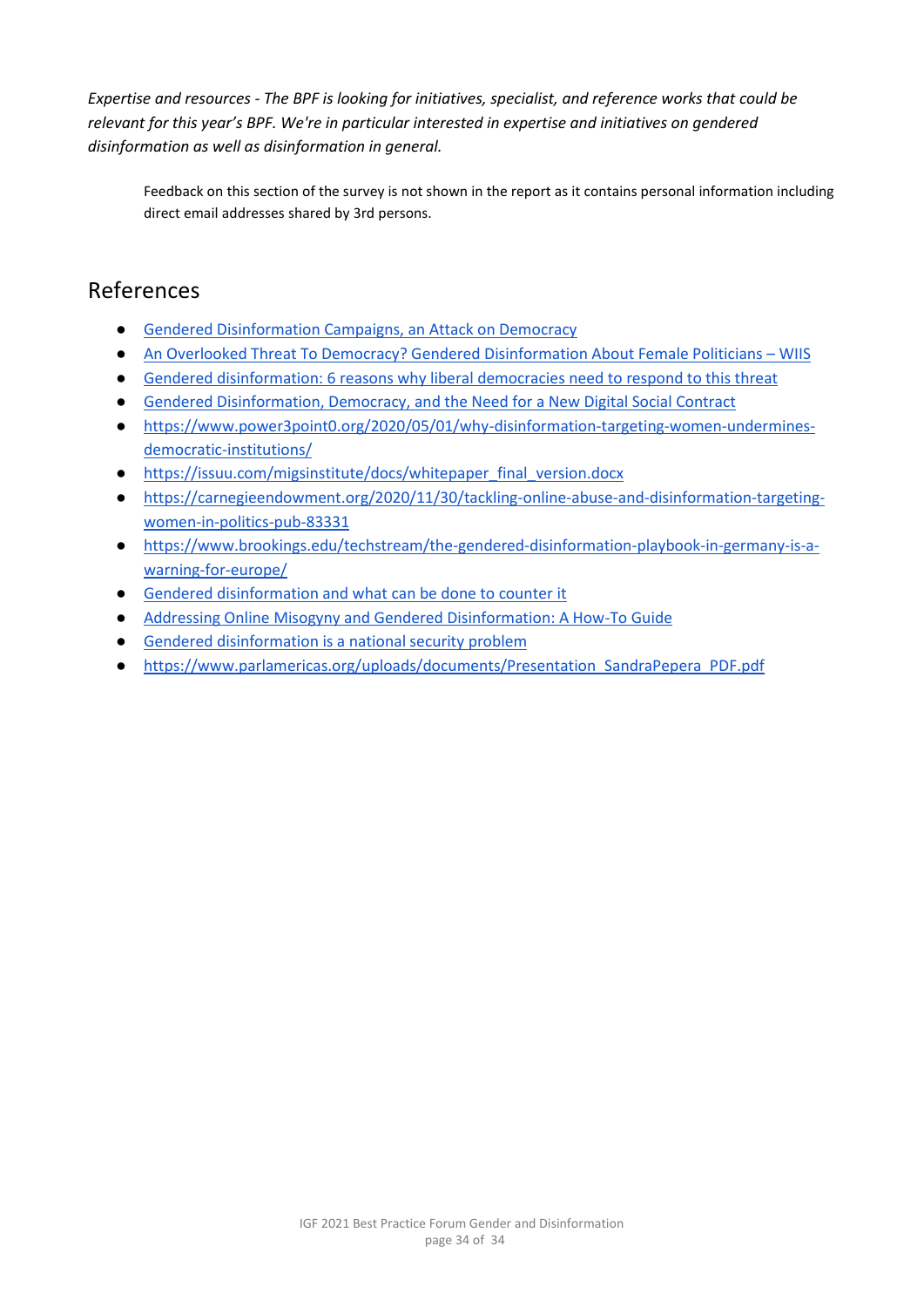*Expertise and resources - The BPF is looking for initiatives, specialist, and reference works that could be relevant for this year's BPF. We're in particular interested in expertise and initiatives on gendered disinformation as well as disinformation in general.*

Feedback on this section of the survey is not shown in the report as it contains personal information including direct email addresses shared by 3rd persons.

## References

- Gendered Disinformation Campaigns, an Attack on Democracy
- An Overlooked Threat To Democracy? Gendered Disinformation About Female Politicians – WIIS
- Gendered disinformation: 6 reasons why liberal democracies need to respond to this threat
- Gendered Disinformation, Democracy, and the Need for a New Digital Social Contract
- https://www.power3point0.org/2020/05/01/why-disinformation-targeting-women-undermines-democratic-institutions/
- https://issuu.com/migsinstitute/docs/whitepaper_final_version.docx
- https://carnegieendowment.org/2020/11/30/tackling-online-abuse-and-disinformation-targeting-women-in-politics-pub-83331
- https://www.brookings.edu/techstream/the-gendered-disinformation-playbook-in-germany-is-a-warning-for-europe/
- Gendered disinformation and what can be done to counter it
- Addressing Online Misogyny and Gendered Disinformation: A How-To Guide
- Gendered disinformation is a national security problem
- https://www.parlamericas.org/uploads/documents/Presentation_SandraPepera_PDF.pdf